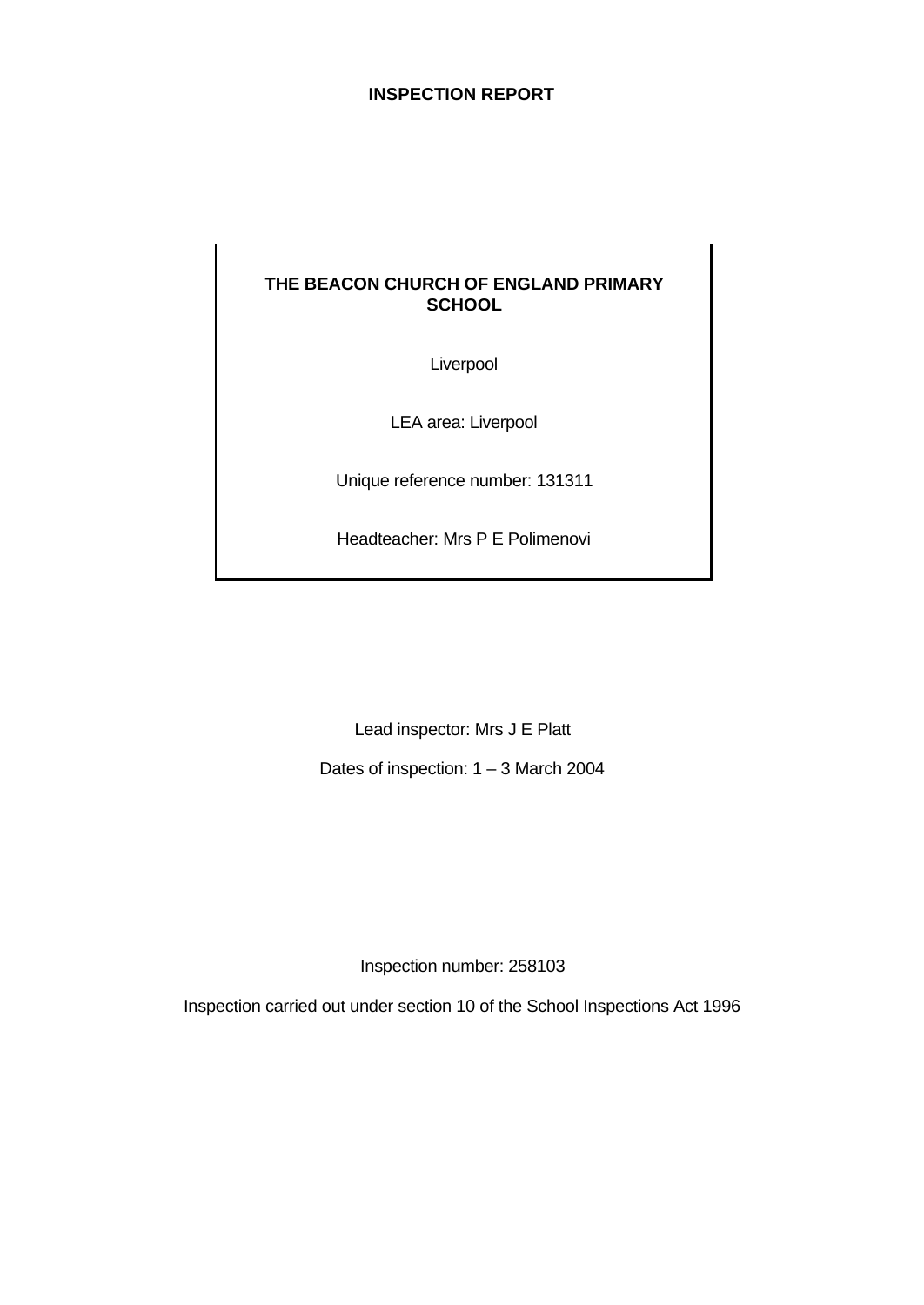# INSPECTION REPORT

**THE BEACON CHURCH OF ENGLAND PRIMARY SCHOOL**

Liverpool

LEA area: Liverpool

Unique reference number: 131311

Headteacher: Mrs P E Polimenovi

Lead inspector: Mrs J E Platt

Dates of inspection: 1 – 3 March 2004

Inspection number: 258103

Inspection carried out under section 10 of the School Inspections Act 1996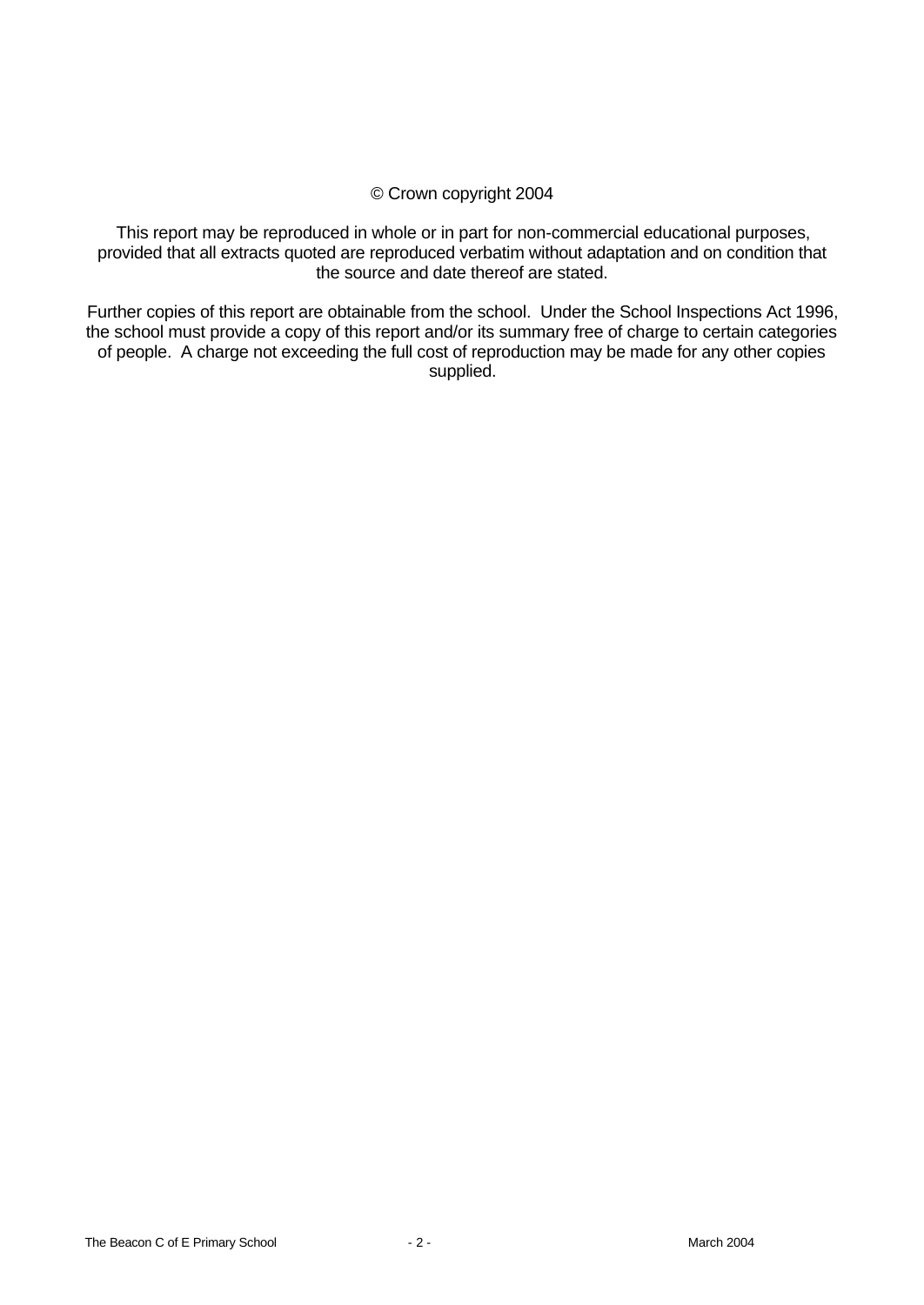© Crown copyright 2004

This report may be reproduced in whole or in part for non-commercial educational purposes, provided that all extracts quoted are reproduced verbatim without adaptation and on condition that the source and date thereof are stated.

Further copies of this report are obtainable from the school. Under the School Inspections Act 1996, the school must provide a copy of this report and/or its summary free of charge to certain categories of people. A charge not exceeding the full cost of reproduction may be made for any other copies supplied.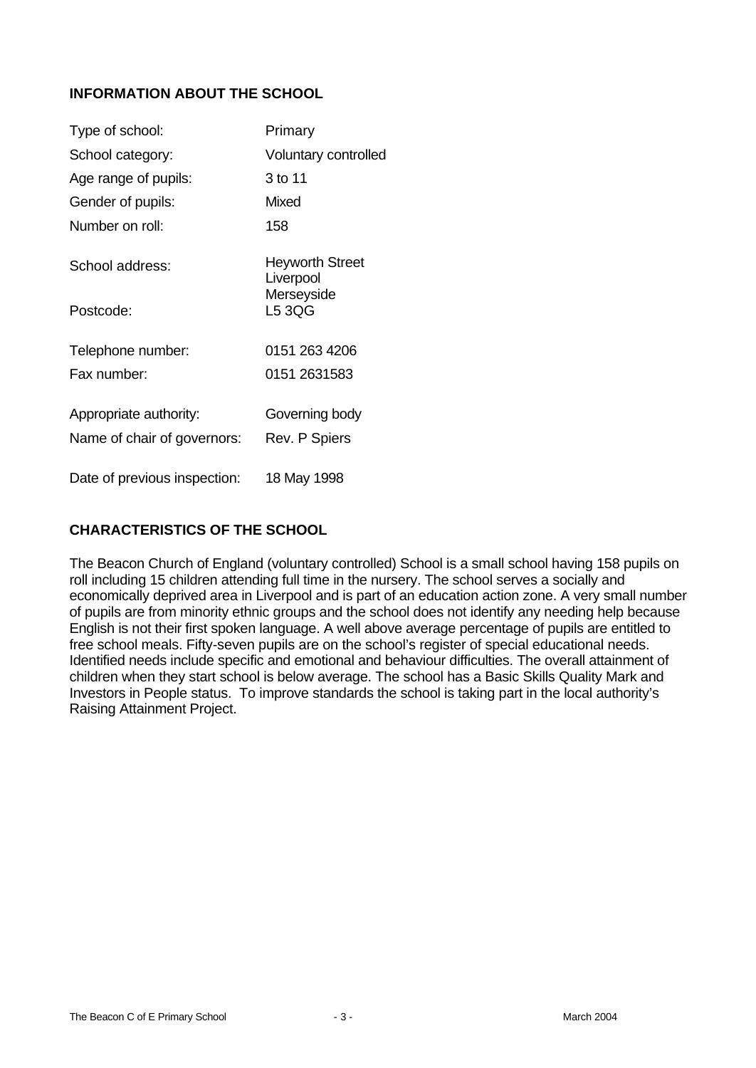## INFORMATION ABOUT THE SCHOOL

| | |
|---|---|
| Type of school: | Primary |
| School category: | Voluntary controlled |
| Age range of pupils: | 3 to 11 |
| Gender of pupils: | Mixed |
| Number on roll: | 158 |
| School address: | Heyworth Street<br>Liverpool<br>Merseyside |
| Postcode: | L5 3QG |
| Telephone number: | 0151 263 4206 |
| Fax number: | 0151 2631583 |
| Appropriate authority: | Governing body |
| Name of chair of governors: | Rev. P Spiers |
| Date of previous inspection: | 18 May 1998 |

## CHARACTERISTICS OF THE SCHOOL

The Beacon Church of England (voluntary controlled) School is a small school having 158 pupils on roll including 15 children attending full time in the nursery. The school serves a socially and economically deprived area in Liverpool and is part of an education action zone. A very small number of pupils are from minority ethnic groups and the school does not identify any needing help because English is not their first spoken language. A well above average percentage of pupils are entitled to free school meals. Fifty-seven pupils are on the school's register of special educational needs. Identified needs include specific and emotional and behaviour difficulties. The overall attainment of children when they start school is below average. The school has a Basic Skills Quality Mark and Investors in People status. To improve standards the school is taking part in the local authority's Raising Attainment Project.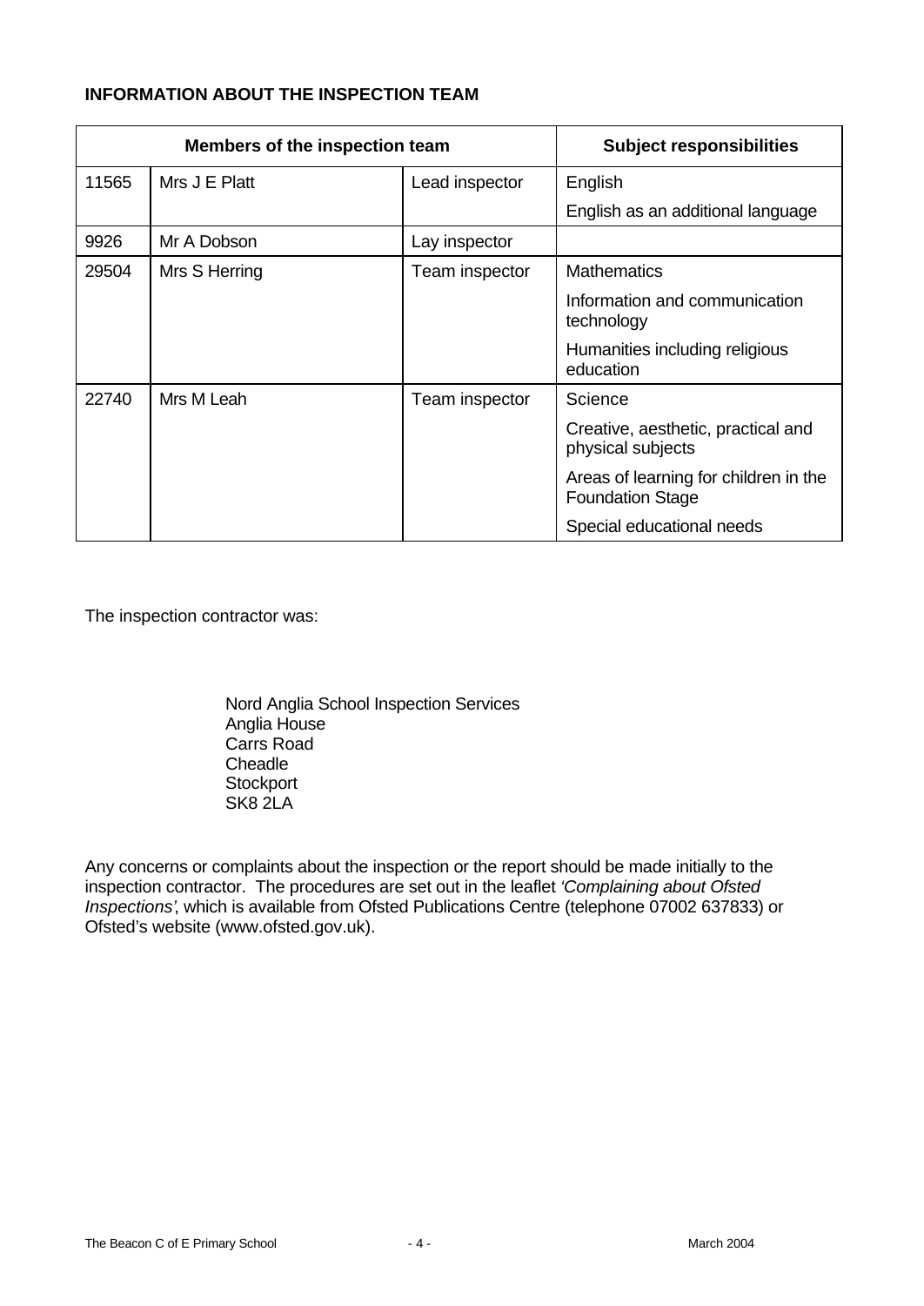**INFORMATION ABOUT THE INSPECTION TEAM**

| Members of the inspection team | | | Subject responsibilities |
|---|---|---|---|
| 11565 | Mrs J E Platt | Lead inspector | English |
| | | | English as an additional language |
| 9926 | Mr A Dobson | Lay inspector | |
| 29504 | Mrs S Herring | Team inspector | Mathematics |
| | | | Information and communication technology |
| | | | Humanities including religious education |
| 22740 | Mrs M Leah | Team inspector | Science |
| | | | Creative, aesthetic, practical and physical subjects |
| | | | Areas of learning for children in the Foundation Stage |
| | | | Special educational needs |

The inspection contractor was:

Nord Anglia School Inspection Services
Anglia House
Carrs Road
Cheadle
Stockport
SK8 2LA

Any concerns or complaints about the inspection or the report should be made initially to the inspection contractor. The procedures are set out in the leaflet *'Complaining about Ofsted Inspections'*, which is available from Ofsted Publications Centre (telephone 07002 637833) or Ofsted's website (www.ofsted.gov.uk).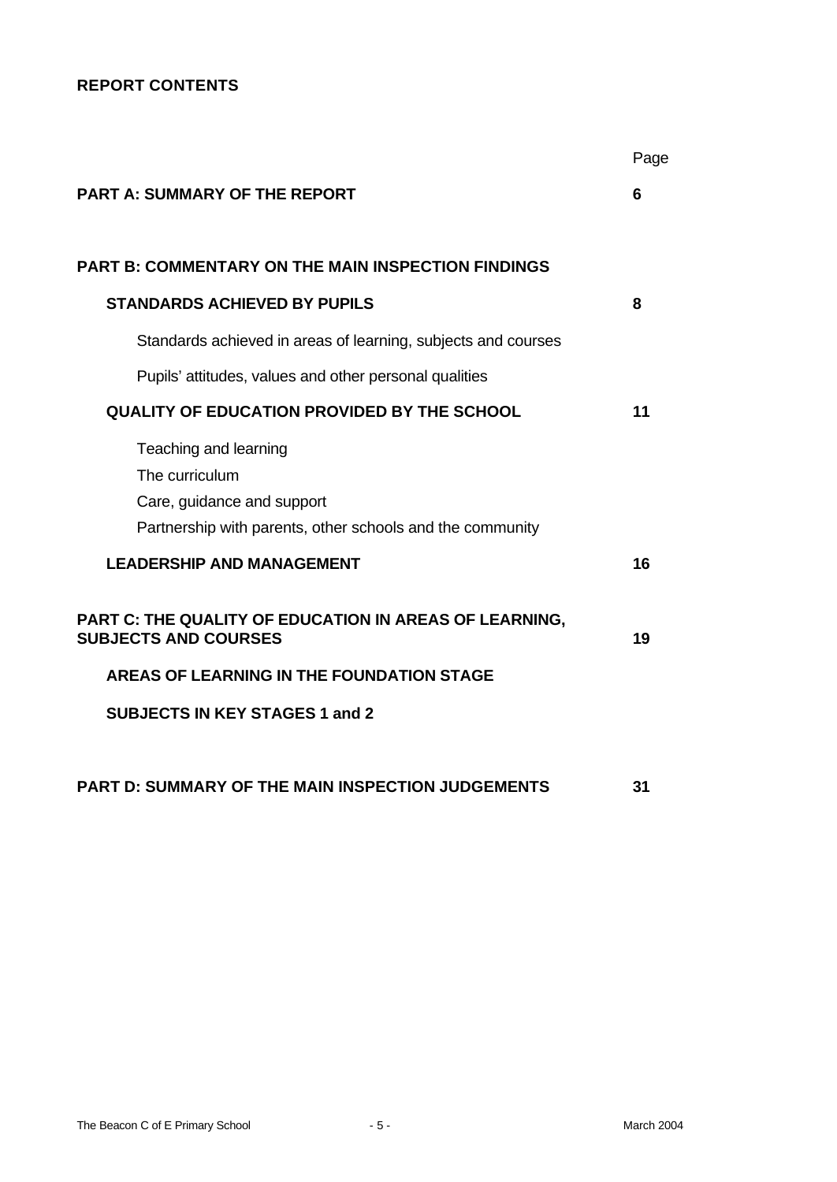## REPORT CONTENTS

| | Page |
|---|---|
| **PART A: SUMMARY OF THE REPORT** | **6** |
| **PART B: COMMENTARY ON THE MAIN INSPECTION FINDINGS** | |
| **STANDARDS ACHIEVED BY PUPILS** | **8** |
| Standards achieved in areas of learning, subjects and courses | |
| Pupils' attitudes, values and other personal qualities | |
| **QUALITY OF EDUCATION PROVIDED BY THE SCHOOL** | **11** |
| Teaching and learning | |
| The curriculum | |
| Care, guidance and support | |
| Partnership with parents, other schools and the community | |
| **LEADERSHIP AND MANAGEMENT** | **16** |
| **PART C: THE QUALITY OF EDUCATION IN AREAS OF LEARNING, SUBJECTS AND COURSES** | **19** |
| **AREAS OF LEARNING IN THE FOUNDATION STAGE** | |
| **SUBJECTS IN KEY STAGES 1 and 2** | |
| **PART D: SUMMARY OF THE MAIN INSPECTION JUDGEMENTS** | **31** |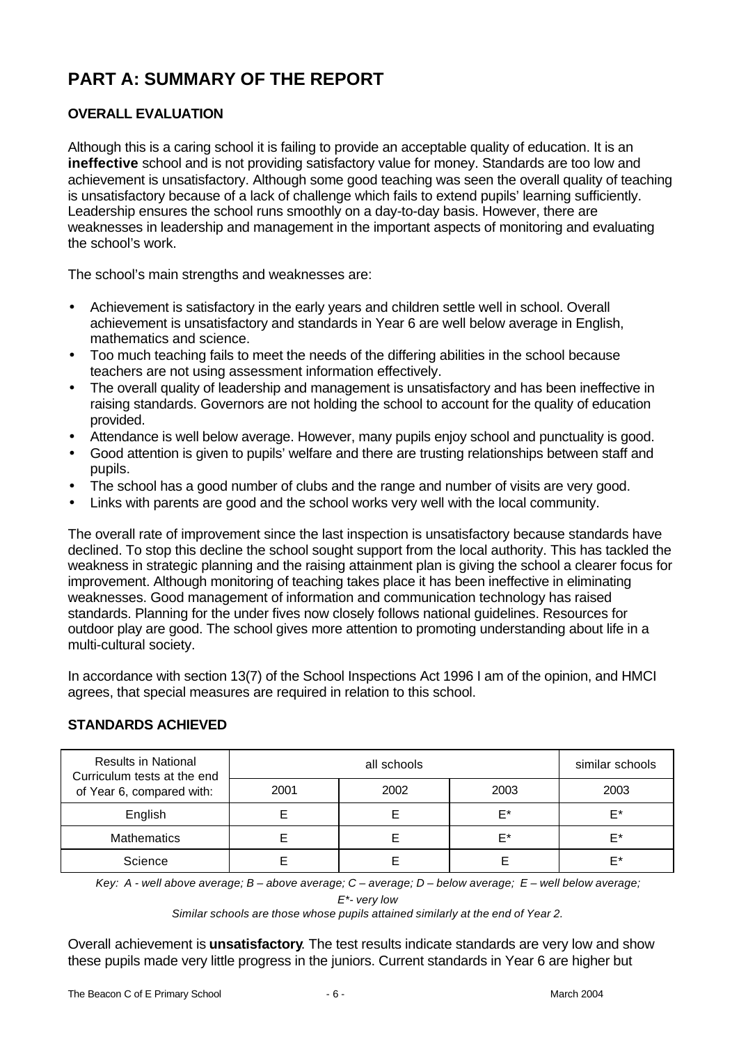# PART A: SUMMARY OF THE REPORT

## OVERALL EVALUATION

Although this is a caring school it is failing to provide an acceptable quality of education. It is an **ineffective** school and is not providing satisfactory value for money. Standards are too low and achievement is unsatisfactory. Although some good teaching was seen the overall quality of teaching is unsatisfactory because of a lack of challenge which fails to extend pupils' learning sufficiently. Leadership ensures the school runs smoothly on a day-to-day basis. However, there are weaknesses in leadership and management in the important aspects of monitoring and evaluating the school's work.

The school's main strengths and weaknesses are:

- Achievement is satisfactory in the early years and children settle well in school. Overall achievement is unsatisfactory and standards in Year 6 are well below average in English, mathematics and science.
- Too much teaching fails to meet the needs of the differing abilities in the school because teachers are not using assessment information effectively.
- The overall quality of leadership and management is unsatisfactory and has been ineffective in raising standards. Governors are not holding the school to account for the quality of education provided.
- Attendance is well below average. However, many pupils enjoy school and punctuality is good.
- Good attention is given to pupils' welfare and there are trusting relationships between staff and pupils.
- The school has a good number of clubs and the range and number of visits are very good.
- Links with parents are good and the school works very well with the local community.

The overall rate of improvement since the last inspection is unsatisfactory because standards have declined. To stop this decline the school sought support from the local authority. This has tackled the weakness in strategic planning and the raising attainment plan is giving the school a clearer focus for improvement. Although monitoring of teaching takes place it has been ineffective in eliminating weaknesses. Good management of information and communication technology has raised standards. Planning for the under fives now closely follows national guidelines. Resources for outdoor play are good. The school gives more attention to promoting understanding about life in a multi-cultural society.

In accordance with section 13(7) of the School Inspections Act 1996 I am of the opinion, and HMCI agrees, that special measures are required in relation to this school.

## STANDARDS ACHIEVED

| Results in National Curriculum tests at the end of Year 6, compared with: | all schools | | | similar schools |
|---|---|---|---|---|
| | 2001 | 2002 | 2003 | 2003 |
| English | E | E | E* | E* |
| Mathematics | E | E | E* | E* |
| Science | E | E | E | E* |

*Key: A - well above average; B – above average; C – average; D – below average; E – well below average; E\*- very low*

*Similar schools are those whose pupils attained similarly at the end of Year 2.*

Overall achievement is **unsatisfactory**. The test results indicate standards are very low and show these pupils made very little progress in the juniors. Current standards in Year 6 are higher but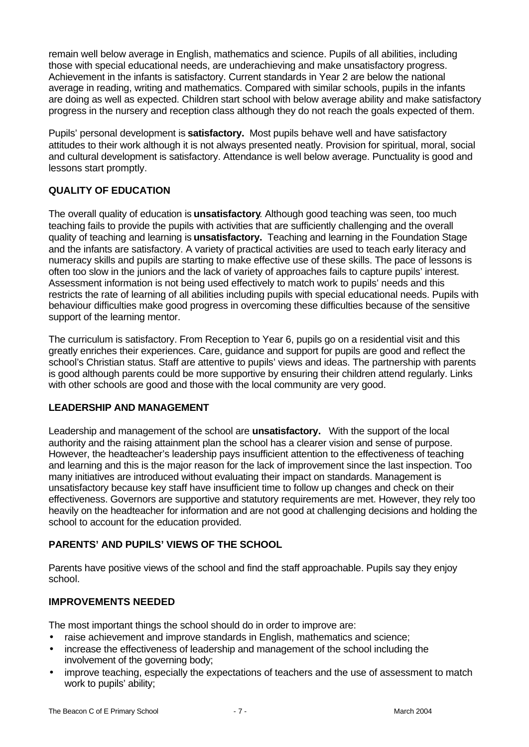remain well below average in English, mathematics and science. Pupils of all abilities, including those with special educational needs, are underachieving and make unsatisfactory progress. Achievement in the infants is satisfactory. Current standards in Year 2 are below the national average in reading, writing and mathematics. Compared with similar schools, pupils in the infants are doing as well as expected. Children start school with below average ability and make satisfactory progress in the nursery and reception class although they do not reach the goals expected of them.

Pupils' personal development is **satisfactory.** Most pupils behave well and have satisfactory attitudes to their work although it is not always presented neatly. Provision for spiritual, moral, social and cultural development is satisfactory. Attendance is well below average. Punctuality is good and lessons start promptly.

## QUALITY OF EDUCATION

The overall quality of education is **unsatisfactory**. Although good teaching was seen, too much teaching fails to provide the pupils with activities that are sufficiently challenging and the overall quality of teaching and learning is **unsatisfactory.** Teaching and learning in the Foundation Stage and the infants are satisfactory. A variety of practical activities are used to teach early literacy and numeracy skills and pupils are starting to make effective use of these skills. The pace of lessons is often too slow in the juniors and the lack of variety of approaches fails to capture pupils' interest. Assessment information is not being used effectively to match work to pupils' needs and this restricts the rate of learning of all abilities including pupils with special educational needs. Pupils with behaviour difficulties make good progress in overcoming these difficulties because of the sensitive support of the learning mentor.

The curriculum is satisfactory. From Reception to Year 6, pupils go on a residential visit and this greatly enriches their experiences. Care, guidance and support for pupils are good and reflect the school's Christian status. Staff are attentive to pupils' views and ideas. The partnership with parents is good although parents could be more supportive by ensuring their children attend regularly. Links with other schools are good and those with the local community are very good.

## LEADERSHIP AND MANAGEMENT

Leadership and management of the school are **unsatisfactory.** With the support of the local authority and the raising attainment plan the school has a clearer vision and sense of purpose. However, the headteacher's leadership pays insufficient attention to the effectiveness of teaching and learning and this is the major reason for the lack of improvement since the last inspection. Too many initiatives are introduced without evaluating their impact on standards. Management is unsatisfactory because key staff have insufficient time to follow up changes and check on their effectiveness. Governors are supportive and statutory requirements are met. However, they rely too heavily on the headteacher for information and are not good at challenging decisions and holding the school to account for the education provided.

## PARENTS' AND PUPILS' VIEWS OF THE SCHOOL

Parents have positive views of the school and find the staff approachable. Pupils say they enjoy school.

## IMPROVEMENTS NEEDED

The most important things the school should do in order to improve are:

- raise achievement and improve standards in English, mathematics and science;
- increase the effectiveness of leadership and management of the school including the involvement of the governing body;
- improve teaching, especially the expectations of teachers and the use of assessment to match work to pupils' ability;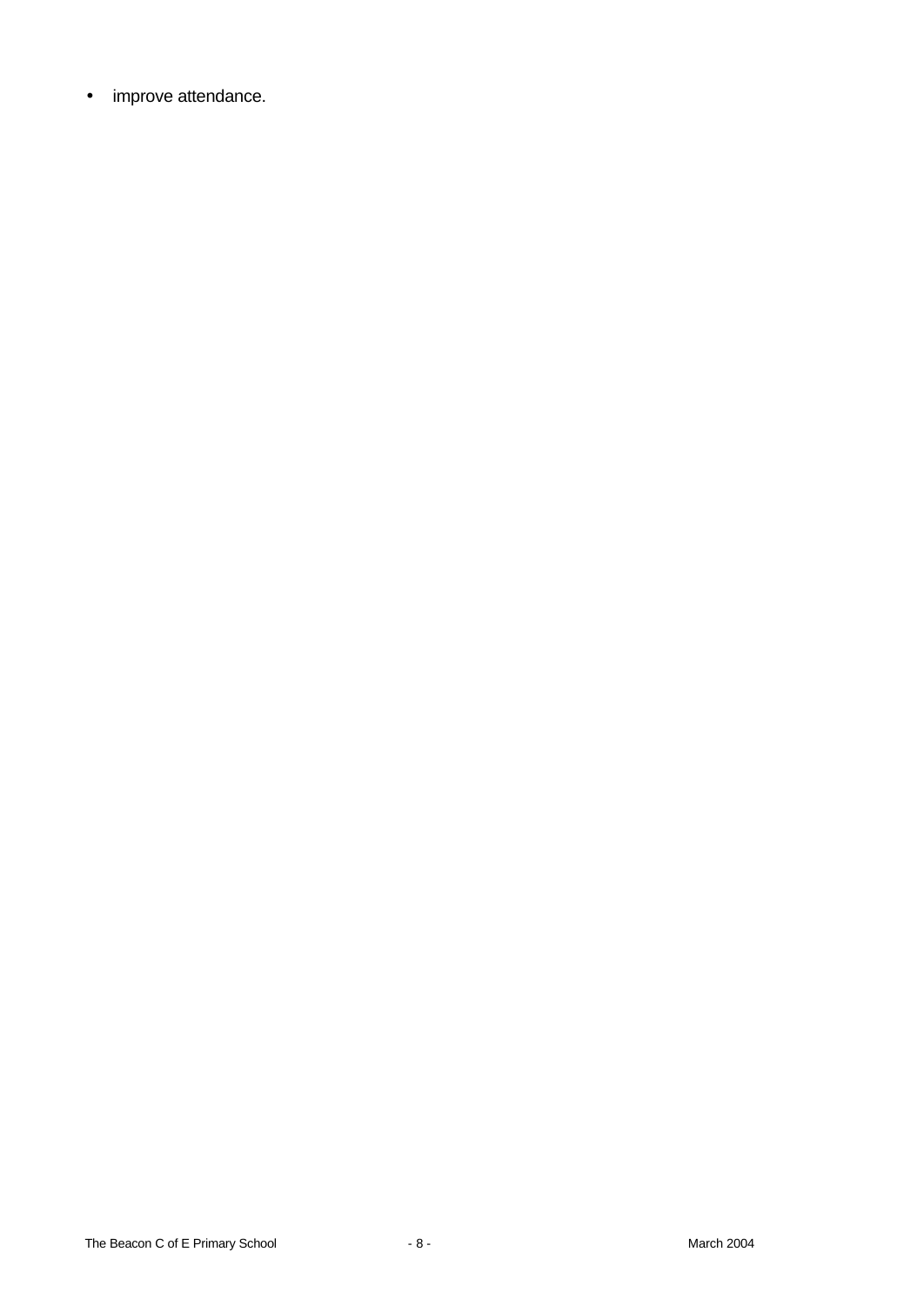- improve attendance.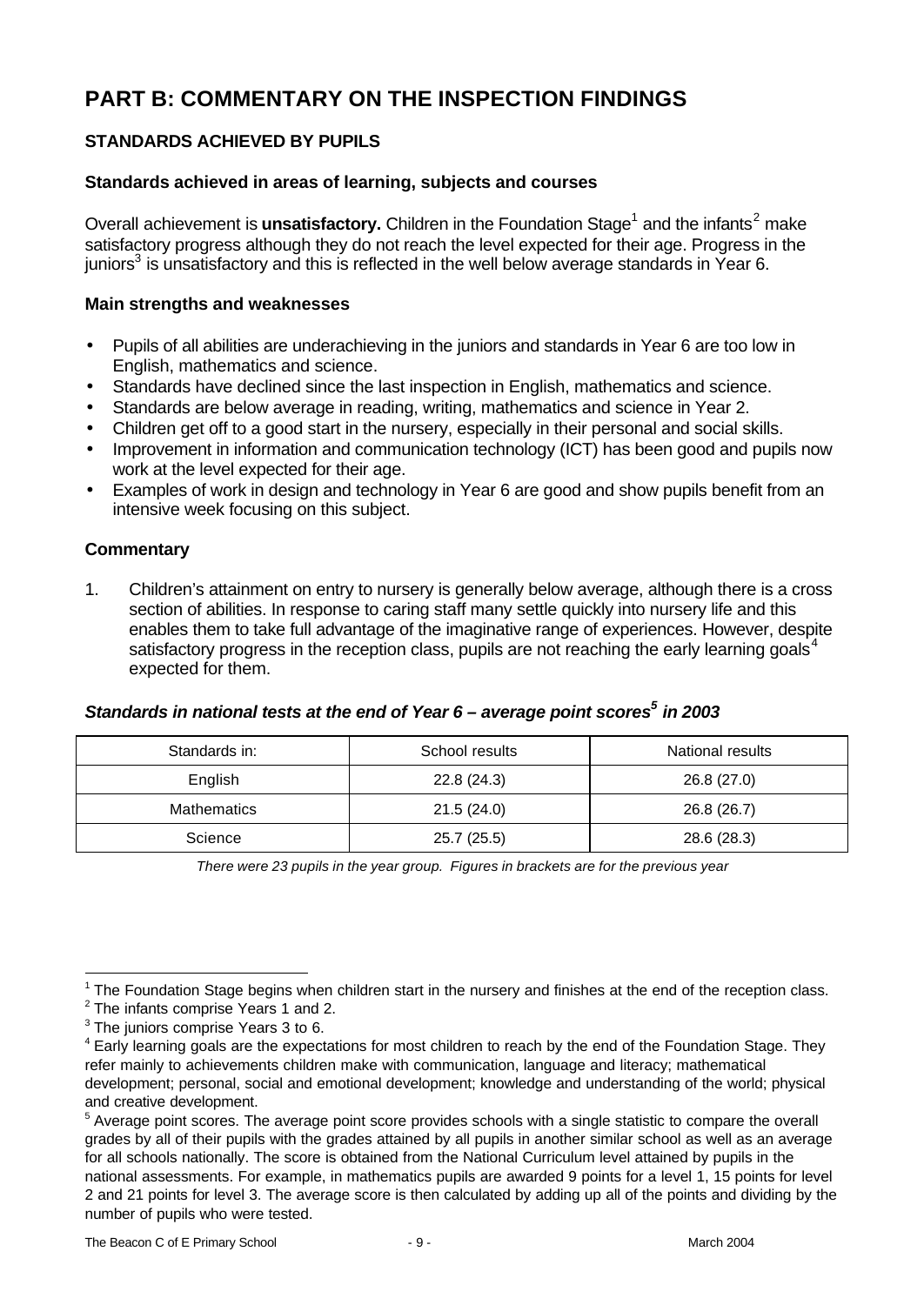# PART B: COMMENTARY ON THE INSPECTION FINDINGS

## STANDARDS ACHIEVED BY PUPILS

### Standards achieved in areas of learning, subjects and courses

Overall achievement is **unsatisfactory.** Children in the Foundation Stage[1] and the infants[2] make satisfactory progress although they do not reach the level expected for their age. Progress in the juniors[3] is unsatisfactory and this is reflected in the well below average standards in Year 6.

### Main strengths and weaknesses

- Pupils of all abilities are underachieving in the juniors and standards in Year 6 are too low in English, mathematics and science.
- Standards have declined since the last inspection in English, mathematics and science.
- Standards are below average in reading, writing, mathematics and science in Year 2.
- Children get off to a good start in the nursery, especially in their personal and social skills.
- Improvement in information and communication technology (ICT) has been good and pupils now work at the level expected for their age.
- Examples of work in design and technology in Year 6 are good and show pupils benefit from an intensive week focusing on this subject.

### Commentary

1. Children's attainment on entry to nursery is generally below average, although there is a cross section of abilities. In response to caring staff many settle quickly into nursery life and this enables them to take full advantage of the imaginative range of experiences. However, despite satisfactory progress in the reception class, pupils are not reaching the early learning goals[4] expected for them.

### *Standards in national tests at the end of Year 6 – average point scores[5] in 2003*

| Standards in: | School results | National results |
|---|---|---|
| English | 22.8 (24.3) | 26.8 (27.0) |
| Mathematics | 21.5 (24.0) | 26.8 (26.7) |
| Science | 25.7 (25.5) | 28.6 (28.3) |

*There were 23 pupils in the year group. Figures in brackets are for the previous year*

---

[1] The Foundation Stage begins when children start in the nursery and finishes at the end of the reception class.

[2] The infants comprise Years 1 and 2.

[3] The juniors comprise Years 3 to 6.

[4] Early learning goals are the expectations for most children to reach by the end of the Foundation Stage. They refer mainly to achievements children make with communication, language and literacy; mathematical development; personal, social and emotional development; knowledge and understanding of the world; physical and creative development.

[5] Average point scores. The average point score provides schools with a single statistic to compare the overall grades by all of their pupils with the grades attained by all pupils in another similar school as well as an average for all schools nationally. The score is obtained from the National Curriculum level attained by pupils in the national assessments. For example, in mathematics pupils are awarded 9 points for a level 1, 15 points for level 2 and 21 points for level 3. The average score is then calculated by adding up all of the points and dividing by the number of pupils who were tested.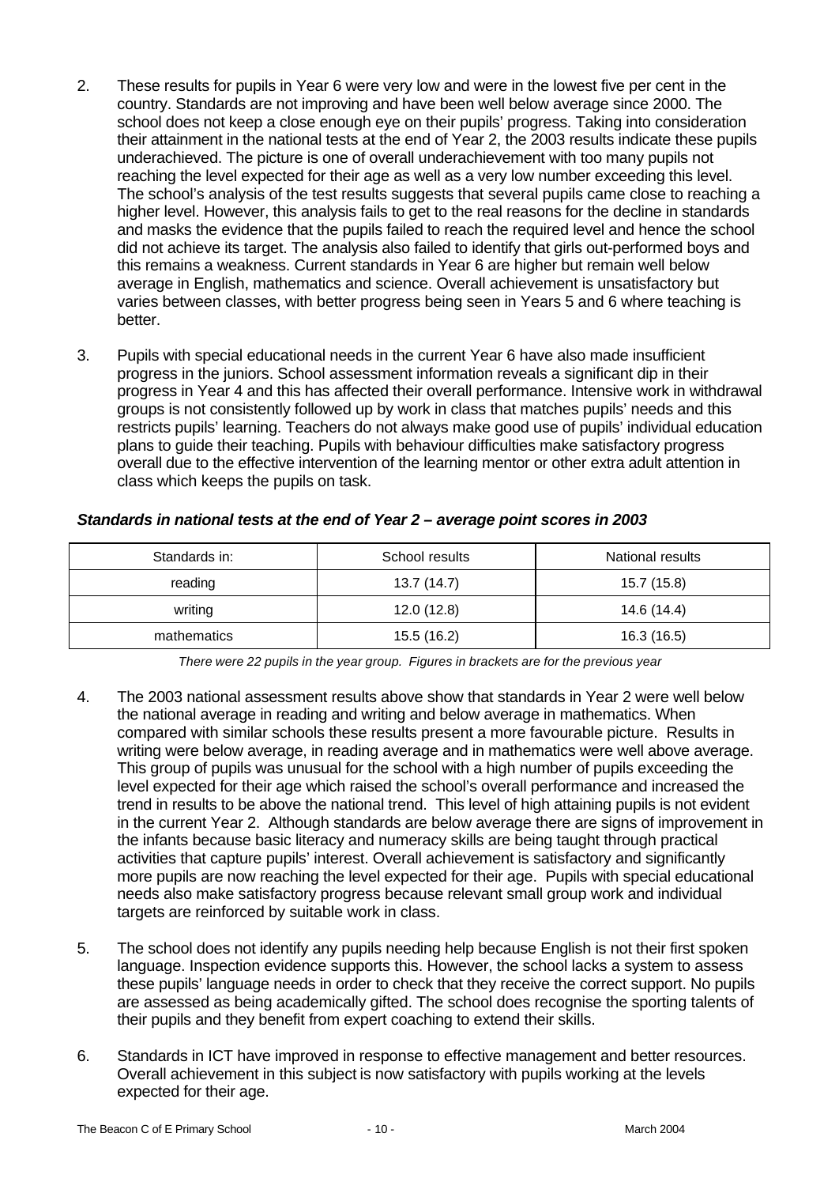2. These results for pupils in Year 6 were very low and were in the lowest five per cent in the country. Standards are not improving and have been well below average since 2000. The school does not keep a close enough eye on their pupils' progress. Taking into consideration their attainment in the national tests at the end of Year 2, the 2003 results indicate these pupils underachieved. The picture is one of overall underachievement with too many pupils not reaching the level expected for their age as well as a very low number exceeding this level. The school's analysis of the test results suggests that several pupils came close to reaching a higher level. However, this analysis fails to get to the real reasons for the decline in standards and masks the evidence that the pupils failed to reach the required level and hence the school did not achieve its target. The analysis also failed to identify that girls out-performed boys and this remains a weakness. Current standards in Year 6 are higher but remain well below average in English, mathematics and science. Overall achievement is unsatisfactory but varies between classes, with better progress being seen in Years 5 and 6 where teaching is better.

3. Pupils with special educational needs in the current Year 6 have also made insufficient progress in the juniors. School assessment information reveals a significant dip in their progress in Year 4 and this has affected their overall performance. Intensive work in withdrawal groups is not consistently followed up by work in class that matches pupils' needs and this restricts pupils' learning. Teachers do not always make good use of pupils' individual education plans to guide their teaching. Pupils with behaviour difficulties make satisfactory progress overall due to the effective intervention of the learning mentor or other extra adult attention in class which keeps the pupils on task.

***Standards in national tests at the end of Year 2 – average point scores in 2003***

| Standards in: | School results | National results |
|---|---|---|
| reading | 13.7 (14.7) | 15.7 (15.8) |
| writing | 12.0 (12.8) | 14.6 (14.4) |
| mathematics | 15.5 (16.2) | 16.3 (16.5) |

*There were 22 pupils in the year group. Figures in brackets are for the previous year*

4. The 2003 national assessment results above show that standards in Year 2 were well below the national average in reading and writing and below average in mathematics. When compared with similar schools these results present a more favourable picture. Results in writing were below average, in reading average and in mathematics were well above average. This group of pupils was unusual for the school with a high number of pupils exceeding the level expected for their age which raised the school's overall performance and increased the trend in results to be above the national trend. This level of high attaining pupils is not evident in the current Year 2. Although standards are below average there are signs of improvement in the infants because basic literacy and numeracy skills are being taught through practical activities that capture pupils' interest. Overall achievement is satisfactory and significantly more pupils are now reaching the level expected for their age. Pupils with special educational needs also make satisfactory progress because relevant small group work and individual targets are reinforced by suitable work in class.

5. The school does not identify any pupils needing help because English is not their first spoken language. Inspection evidence supports this. However, the school lacks a system to assess these pupils' language needs in order to check that they receive the correct support. No pupils are assessed as being academically gifted. The school does recognise the sporting talents of their pupils and they benefit from expert coaching to extend their skills.

6. Standards in ICT have improved in response to effective management and better resources. Overall achievement in this subject is now satisfactory with pupils working at the levels expected for their age.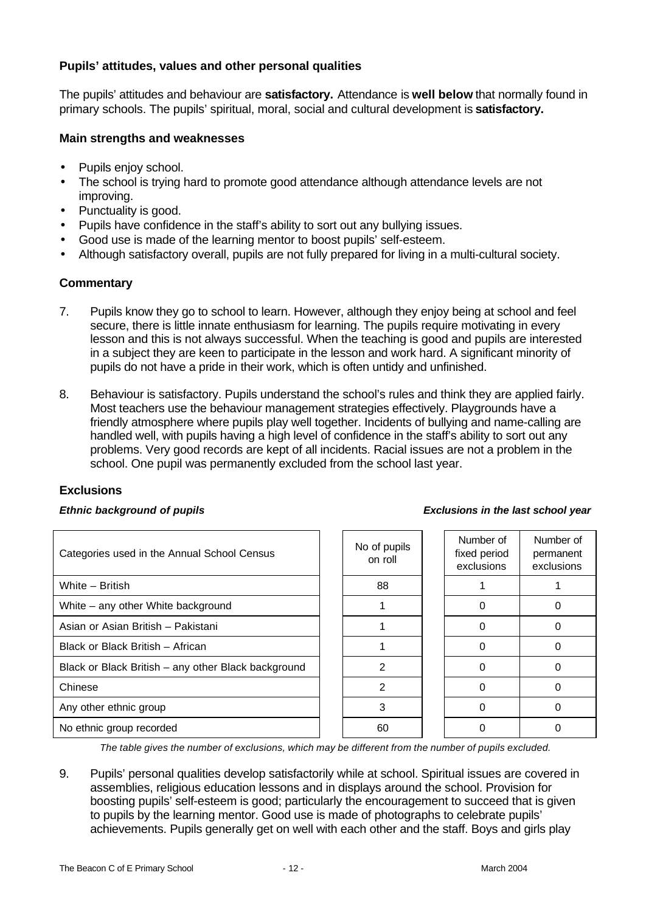### Pupils' attitudes, values and other personal qualities

The pupils' attitudes and behaviour are **satisfactory.** Attendance is **well below** that normally found in primary schools. The pupils' spiritual, moral, social and cultural development is **satisfactory.**

#### Main strengths and weaknesses

- Pupils enjoy school.
- The school is trying hard to promote good attendance although attendance levels are not improving.
- Punctuality is good.
- Pupils have confidence in the staff's ability to sort out any bullying issues.
- Good use is made of the learning mentor to boost pupils' self-esteem.
- Although satisfactory overall, pupils are not fully prepared for living in a multi-cultural society.

#### Commentary

7. Pupils know they go to school to learn. However, although they enjoy being at school and feel secure, there is little innate enthusiasm for learning. The pupils require motivating in every lesson and this is not always successful. When the teaching is good and pupils are interested in a subject they are keen to participate in the lesson and work hard. A significant minority of pupils do not have a pride in their work, which is often untidy and unfinished.

8. Behaviour is satisfactory. Pupils understand the school's rules and think they are applied fairly. Most teachers use the behaviour management strategies effectively. Playgrounds have a friendly atmosphere where pupils play well together. Incidents of bullying and name-calling are handled well, with pupils having a high level of confidence in the staff's ability to sort out any problems. Very good records are kept of all incidents. Racial issues are not a problem in the school. One pupil was permanently excluded from the school last year.

#### Exclusions

***Ethnic background of pupils*** ***Exclusions in the last school year***

| Categories used in the Annual School Census | No of pupils on roll | Number of fixed period exclusions | Number of permanent exclusions |
|---|---|---|---|
| White – British | 88 | 1 | 1 |
| White – any other White background | 1 | 0 | 0 |
| Asian or Asian British – Pakistani | 1 | 0 | 0 |
| Black or Black British – African | 1 | 0 | 0 |
| Black or Black British – any other Black background | 2 | 0 | 0 |
| Chinese | 2 | 0 | 0 |
| Any other ethnic group | 3 | 0 | 0 |
| No ethnic group recorded | 60 | 0 | 0 |

*The table gives the number of exclusions, which may be different from the number of pupils excluded.*

9. Pupils' personal qualities develop satisfactorily while at school. Spiritual issues are covered in assemblies, religious education lessons and in displays around the school. Provision for boosting pupils' self-esteem is good; particularly the encouragement to succeed that is given to pupils by the learning mentor. Good use is made of photographs to celebrate pupils' achievements. Pupils generally get on well with each other and the staff. Boys and girls play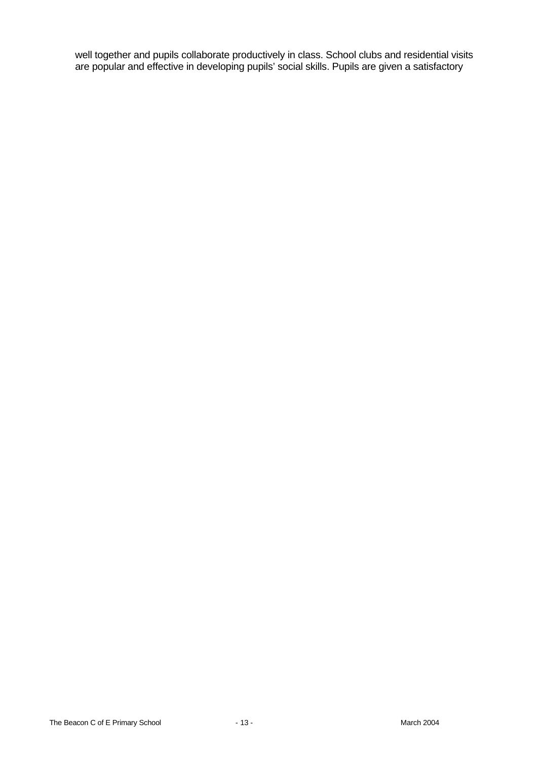well together and pupils collaborate productively in class. School clubs and residential visits are popular and effective in developing pupils' social skills. Pupils are given a satisfactory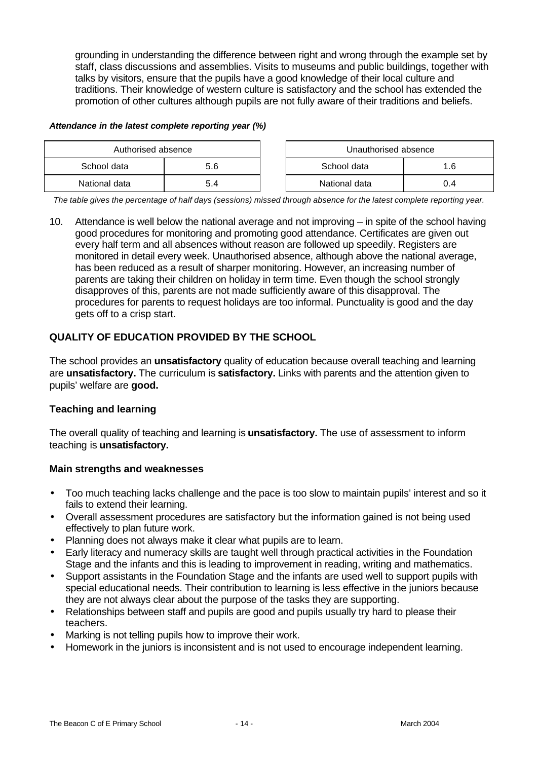grounding in understanding the difference between right and wrong through the example set by staff, class discussions and assemblies. Visits to museums and public buildings, together with talks by visitors, ensure that the pupils have a good knowledge of their local culture and traditions. Their knowledge of western culture is satisfactory and the school has extended the promotion of other cultures although pupils are not fully aware of their traditions and beliefs.

***Attendance in the latest complete reporting year (%)***

| Authorised absence | |
|---|---|
| School data | 5.6 |
| National data | 5.4 |

| Unauthorised absence | |
|---|---|
| School data | 1.6 |
| National data | 0.4 |

*The table gives the percentage of half days (sessions) missed through absence for the latest complete reporting year.*

10. Attendance is well below the national average and not improving – in spite of the school having good procedures for monitoring and promoting good attendance. Certificates are given out every half term and all absences without reason are followed up speedily. Registers are monitored in detail every week. Unauthorised absence, although above the national average, has been reduced as a result of sharper monitoring. However, an increasing number of parents are taking their children on holiday in term time. Even though the school strongly disapproves of this, parents are not made sufficiently aware of this disapproval. The procedures for parents to request holidays are too informal. Punctuality is good and the day gets off to a crisp start.

## QUALITY OF EDUCATION PROVIDED BY THE SCHOOL

The school provides an **unsatisfactory** quality of education because overall teaching and learning are **unsatisfactory.** The curriculum is **satisfactory.** Links with parents and the attention given to pupils' welfare are **good.**

### Teaching and learning

The overall quality of teaching and learning is **unsatisfactory.** The use of assessment to inform teaching is **unsatisfactory.**

#### Main strengths and weaknesses

- Too much teaching lacks challenge and the pace is too slow to maintain pupils' interest and so it fails to extend their learning.
- Overall assessment procedures are satisfactory but the information gained is not being used effectively to plan future work.
- Planning does not always make it clear what pupils are to learn.
- Early literacy and numeracy skills are taught well through practical activities in the Foundation Stage and the infants and this is leading to improvement in reading, writing and mathematics.
- Support assistants in the Foundation Stage and the infants are used well to support pupils with special educational needs. Their contribution to learning is less effective in the juniors because they are not always clear about the purpose of the tasks they are supporting.
- Relationships between staff and pupils are good and pupils usually try hard to please their teachers.
- Marking is not telling pupils how to improve their work.
- Homework in the juniors is inconsistent and is not used to encourage independent learning.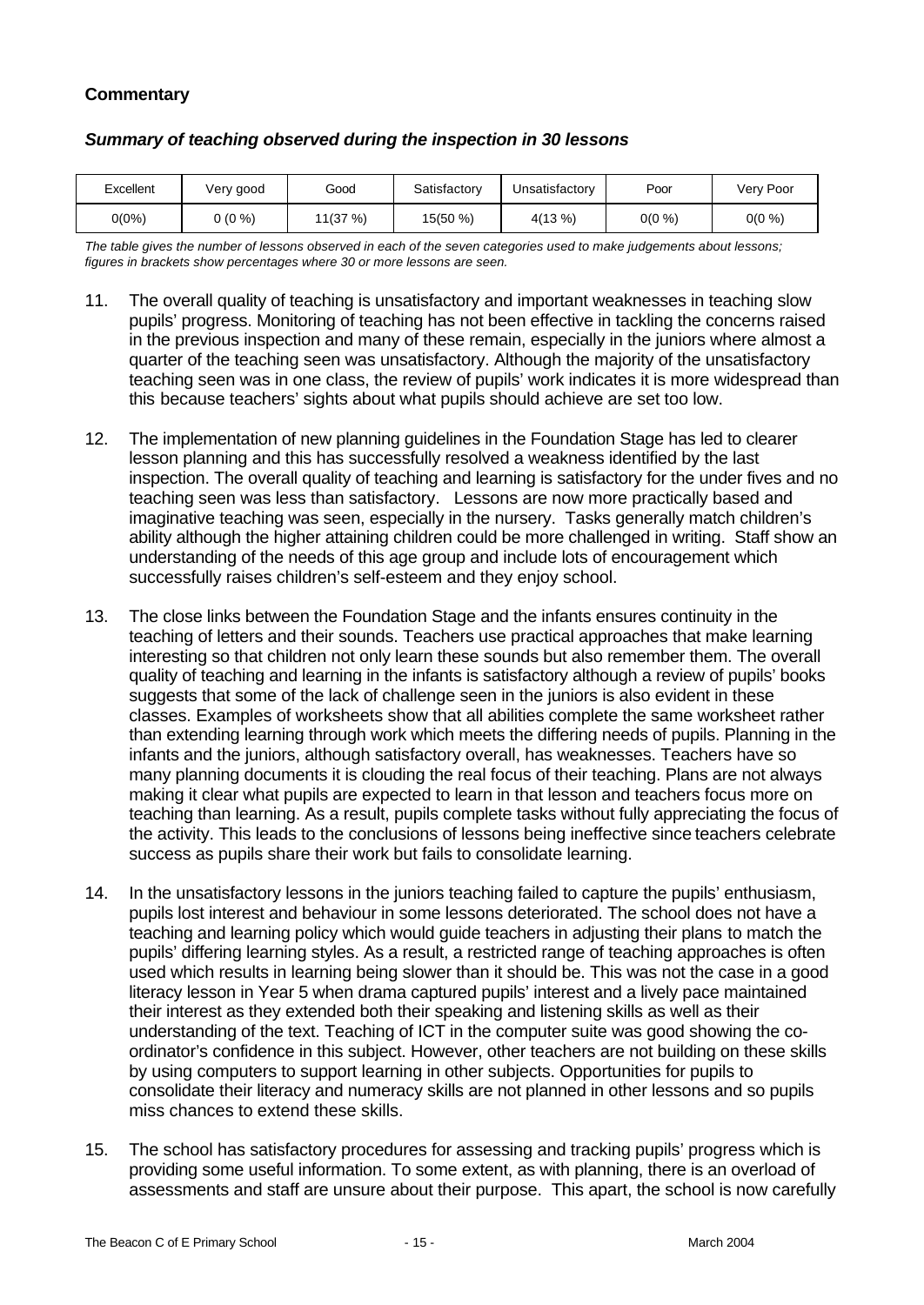**Commentary**

***Summary of teaching observed during the inspection in 30 lessons***

| Excellent | Very good | Good | Satisfactory | Unsatisfactory | Poor | Very Poor |
|---|---|---|---|---|---|---|
| 0(0%) | 0 (0 %) | 11(37 %) | 15(50 %) | 4(13 %) | 0(0 %) | 0(0 %) |

*The table gives the number of lessons observed in each of the seven categories used to make judgements about lessons; figures in brackets show percentages where 30 or more lessons are seen.*

11. The overall quality of teaching is unsatisfactory and important weaknesses in teaching slow pupils' progress. Monitoring of teaching has not been effective in tackling the concerns raised in the previous inspection and many of these remain, especially in the juniors where almost a quarter of the teaching seen was unsatisfactory. Although the majority of the unsatisfactory teaching seen was in one class, the review of pupils' work indicates it is more widespread than this because teachers' sights about what pupils should achieve are set too low.

12. The implementation of new planning guidelines in the Foundation Stage has led to clearer lesson planning and this has successfully resolved a weakness identified by the last inspection. The overall quality of teaching and learning is satisfactory for the under fives and no teaching seen was less than satisfactory. Lessons are now more practically based and imaginative teaching was seen, especially in the nursery. Tasks generally match children's ability although the higher attaining children could be more challenged in writing. Staff show an understanding of the needs of this age group and include lots of encouragement which successfully raises children's self-esteem and they enjoy school.

13. The close links between the Foundation Stage and the infants ensures continuity in the teaching of letters and their sounds. Teachers use practical approaches that make learning interesting so that children not only learn these sounds but also remember them. The overall quality of teaching and learning in the infants is satisfactory although a review of pupils' books suggests that some of the lack of challenge seen in the juniors is also evident in these classes. Examples of worksheets show that all abilities complete the same worksheet rather than extending learning through work which meets the differing needs of pupils. Planning in the infants and the juniors, although satisfactory overall, has weaknesses. Teachers have so many planning documents it is clouding the real focus of their teaching. Plans are not always making it clear what pupils are expected to learn in that lesson and teachers focus more on teaching than learning. As a result, pupils complete tasks without fully appreciating the focus of the activity. This leads to the conclusions of lessons being ineffective since teachers celebrate success as pupils share their work but fails to consolidate learning.

14. In the unsatisfactory lessons in the juniors teaching failed to capture the pupils' enthusiasm, pupils lost interest and behaviour in some lessons deteriorated. The school does not have a teaching and learning policy which would guide teachers in adjusting their plans to match the pupils' differing learning styles. As a result, a restricted range of teaching approaches is often used which results in learning being slower than it should be. This was not the case in a good literacy lesson in Year 5 when drama captured pupils' interest and a lively pace maintained their interest as they extended both their speaking and listening skills as well as their understanding of the text. Teaching of ICT in the computer suite was good showing the co-ordinator's confidence in this subject. However, other teachers are not building on these skills by using computers to support learning in other subjects. Opportunities for pupils to consolidate their literacy and numeracy skills are not planned in other lessons and so pupils miss chances to extend these skills.

15. The school has satisfactory procedures for assessing and tracking pupils' progress which is providing some useful information. To some extent, as with planning, there is an overload of assessments and staff are unsure about their purpose. This apart, the school is now carefully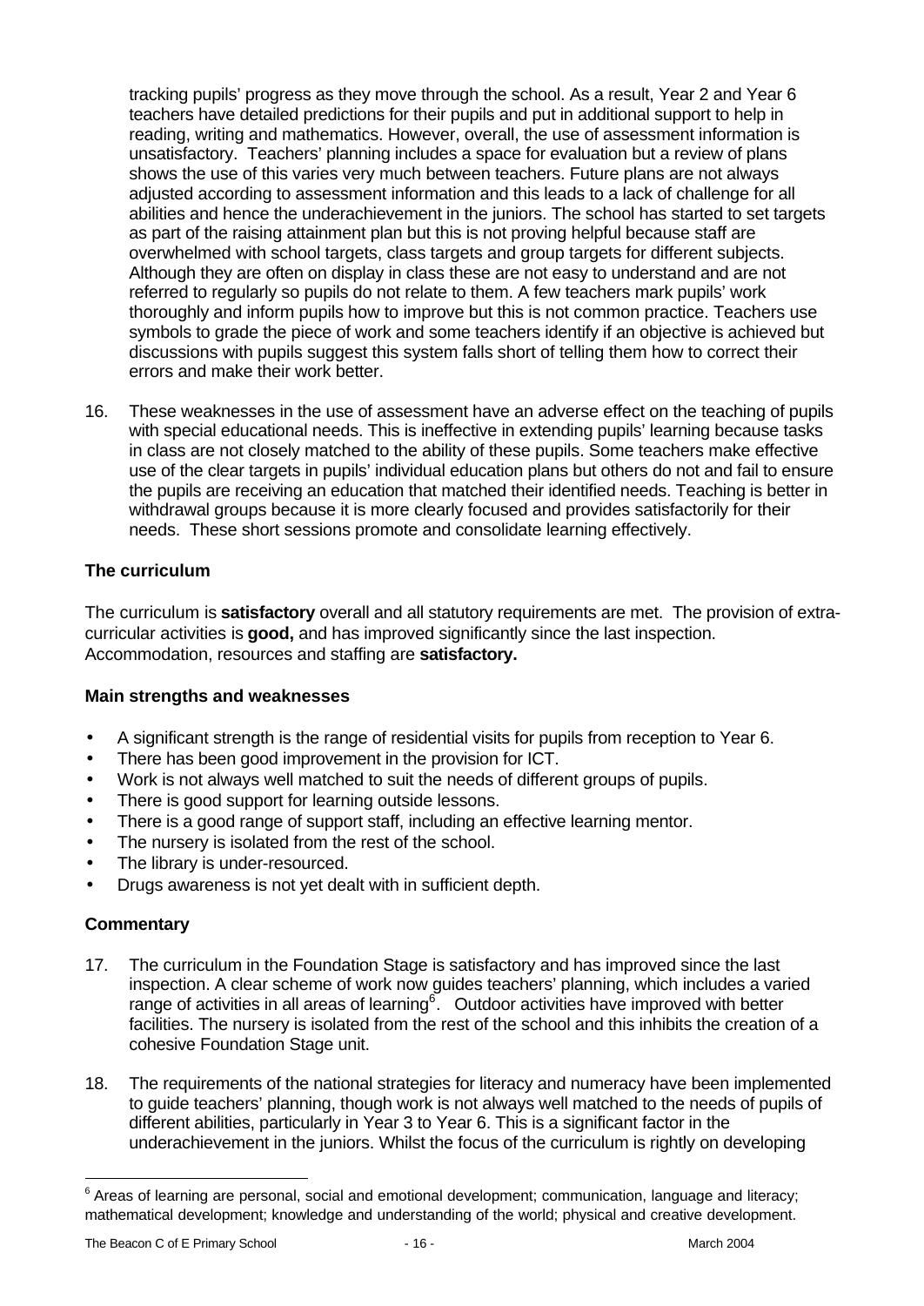tracking pupils' progress as they move through the school. As a result, Year 2 and Year 6 teachers have detailed predictions for their pupils and put in additional support to help in reading, writing and mathematics. However, overall, the use of assessment information is unsatisfactory. Teachers' planning includes a space for evaluation but a review of plans shows the use of this varies very much between teachers. Future plans are not always adjusted according to assessment information and this leads to a lack of challenge for all abilities and hence the underachievement in the juniors. The school has started to set targets as part of the raising attainment plan but this is not proving helpful because staff are overwhelmed with school targets, class targets and group targets for different subjects. Although they are often on display in class these are not easy to understand and are not referred to regularly so pupils do not relate to them. A few teachers mark pupils' work thoroughly and inform pupils how to improve but this is not common practice. Teachers use symbols to grade the piece of work and some teachers identify if an objective is achieved but discussions with pupils suggest this system falls short of telling them how to correct their errors and make their work better.

16. These weaknesses in the use of assessment have an adverse effect on the teaching of pupils with special educational needs. This is ineffective in extending pupils' learning because tasks in class are not closely matched to the ability of these pupils. Some teachers make effective use of the clear targets in pupils' individual education plans but others do not and fail to ensure the pupils are receiving an education that matched their identified needs. Teaching is better in withdrawal groups because it is more clearly focused and provides satisfactorily for their needs. These short sessions promote and consolidate learning effectively.

### The curriculum

The curriculum is **satisfactory** overall and all statutory requirements are met. The provision of extra-curricular activities is **good,** and has improved significantly since the last inspection. Accommodation, resources and staffing are **satisfactory.**

#### Main strengths and weaknesses

- A significant strength is the range of residential visits for pupils from reception to Year 6.
- There has been good improvement in the provision for ICT.
- Work is not always well matched to suit the needs of different groups of pupils.
- There is good support for learning outside lessons.
- There is a good range of support staff, including an effective learning mentor.
- The nursery is isolated from the rest of the school.
- The library is under-resourced.
- Drugs awareness is not yet dealt with in sufficient depth.

#### Commentary

17. The curriculum in the Foundation Stage is satisfactory and has improved since the last inspection. A clear scheme of work now guides teachers' planning, which includes a varied range of activities in all areas of learning[6]. Outdoor activities have improved with better facilities. The nursery is isolated from the rest of the school and this inhibits the creation of a cohesive Foundation Stage unit.

18. The requirements of the national strategies for literacy and numeracy have been implemented to guide teachers' planning, though work is not always well matched to the needs of pupils of different abilities, particularly in Year 3 to Year 6. This is a significant factor in the underachievement in the juniors. Whilst the focus of the curriculum is rightly on developing

[6] Areas of learning are personal, social and emotional development; communication, language and literacy; mathematical development; knowledge and understanding of the world; physical and creative development.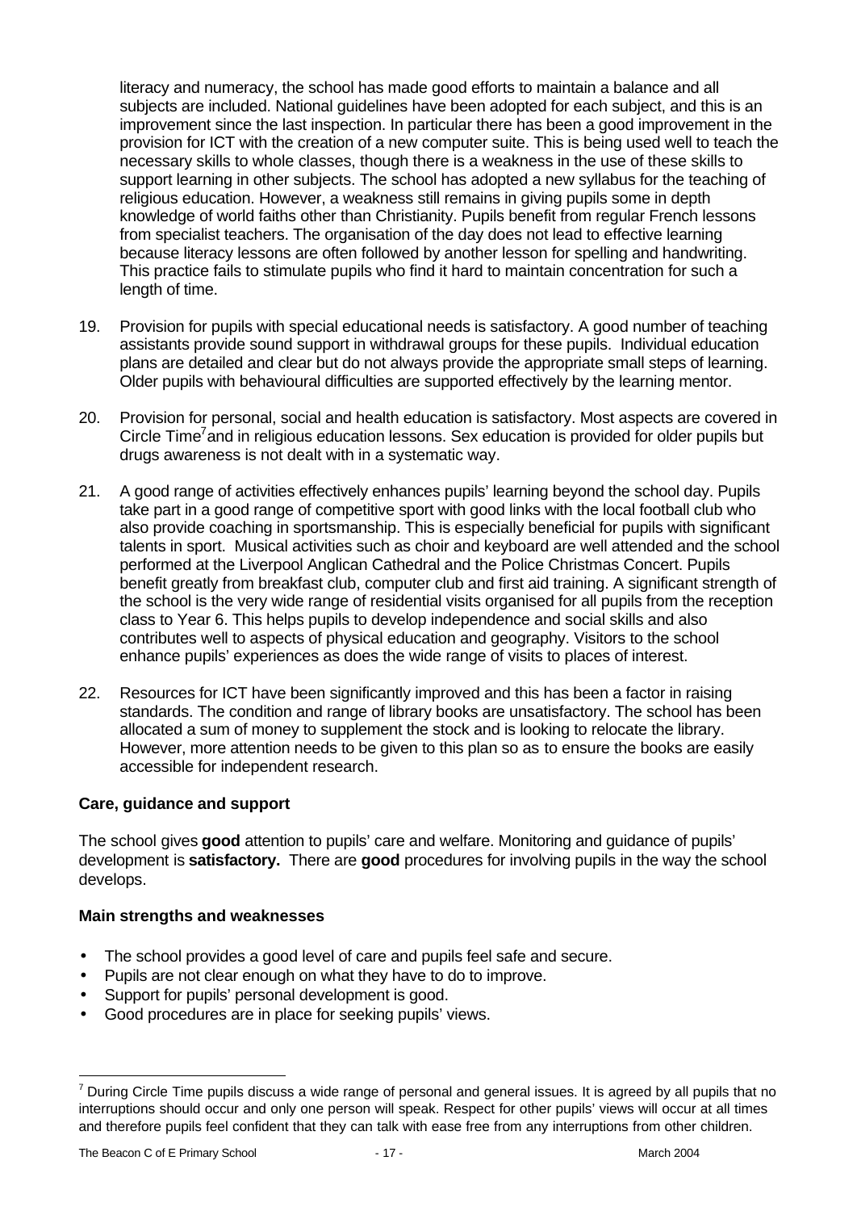literacy and numeracy, the school has made good efforts to maintain a balance and all subjects are included. National guidelines have been adopted for each subject, and this is an improvement since the last inspection. In particular there has been a good improvement in the provision for ICT with the creation of a new computer suite. This is being used well to teach the necessary skills to whole classes, though there is a weakness in the use of these skills to support learning in other subjects. The school has adopted a new syllabus for the teaching of religious education. However, a weakness still remains in giving pupils some in depth knowledge of world faiths other than Christianity. Pupils benefit from regular French lessons from specialist teachers. The organisation of the day does not lead to effective learning because literacy lessons are often followed by another lesson for spelling and handwriting. This practice fails to stimulate pupils who find it hard to maintain concentration for such a length of time.

19. Provision for pupils with special educational needs is satisfactory. A good number of teaching assistants provide sound support in withdrawal groups for these pupils. Individual education plans are detailed and clear but do not always provide the appropriate small steps of learning. Older pupils with behavioural difficulties are supported effectively by the learning mentor.

20. Provision for personal, social and health education is satisfactory. Most aspects are covered in Circle Time[7] and in religious education lessons. Sex education is provided for older pupils but drugs awareness is not dealt with in a systematic way.

21. A good range of activities effectively enhances pupils' learning beyond the school day. Pupils take part in a good range of competitive sport with good links with the local football club who also provide coaching in sportsmanship. This is especially beneficial for pupils with significant talents in sport. Musical activities such as choir and keyboard are well attended and the school performed at the Liverpool Anglican Cathedral and the Police Christmas Concert. Pupils benefit greatly from breakfast club, computer club and first aid training. A significant strength of the school is the very wide range of residential visits organised for all pupils from the reception class to Year 6. This helps pupils to develop independence and social skills and also contributes well to aspects of physical education and geography. Visitors to the school enhance pupils' experiences as does the wide range of visits to places of interest.

22. Resources for ICT have been significantly improved and this has been a factor in raising standards. The condition and range of library books are unsatisfactory. The school has been allocated a sum of money to supplement the stock and is looking to relocate the library. However, more attention needs to be given to this plan so as to ensure the books are easily accessible for independent research.

### Care, guidance and support

The school gives **good** attention to pupils' care and welfare. Monitoring and guidance of pupils' development is **satisfactory.** There are **good** procedures for involving pupils in the way the school develops.

#### Main strengths and weaknesses

- The school provides a good level of care and pupils feel safe and secure.
- Pupils are not clear enough on what they have to do to improve.
- Support for pupils' personal development is good.
- Good procedures are in place for seeking pupils' views.

[7] During Circle Time pupils discuss a wide range of personal and general issues. It is agreed by all pupils that no interruptions should occur and only one person will speak. Respect for other pupils' views will occur at all times and therefore pupils feel confident that they can talk with ease free from any interruptions from other children.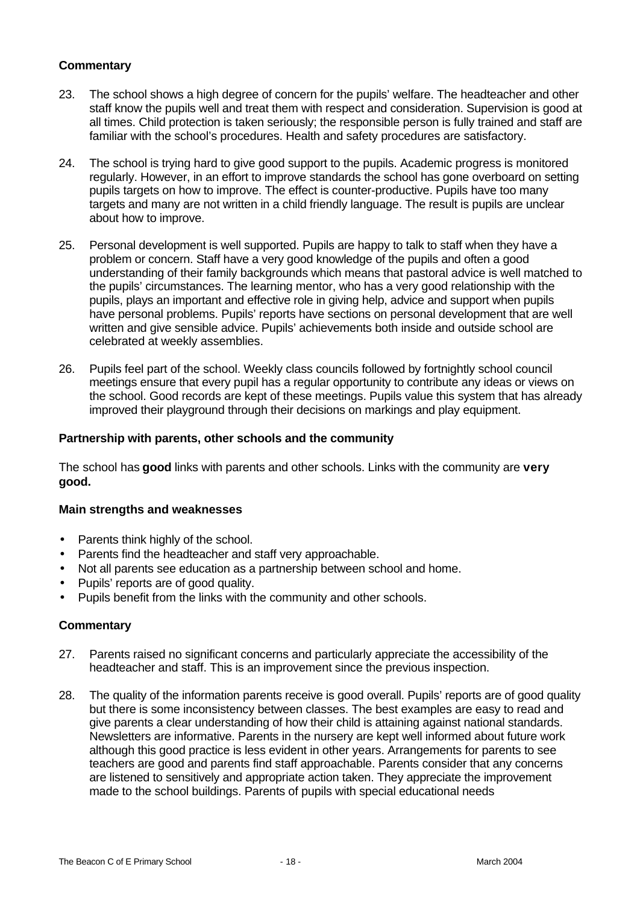### Commentary

23. The school shows a high degree of concern for the pupils' welfare. The headteacher and other staff know the pupils well and treat them with respect and consideration. Supervision is good at all times. Child protection is taken seriously; the responsible person is fully trained and staff are familiar with the school's procedures. Health and safety procedures are satisfactory.

24. The school is trying hard to give good support to the pupils. Academic progress is monitored regularly. However, in an effort to improve standards the school has gone overboard on setting pupils targets on how to improve. The effect is counter-productive. Pupils have too many targets and many are not written in a child friendly language. The result is pupils are unclear about how to improve.

25. Personal development is well supported. Pupils are happy to talk to staff when they have a problem or concern. Staff have a very good knowledge of the pupils and often a good understanding of their family backgrounds which means that pastoral advice is well matched to the pupils' circumstances. The learning mentor, who has a very good relationship with the pupils, plays an important and effective role in giving help, advice and support when pupils have personal problems. Pupils' reports have sections on personal development that are well written and give sensible advice. Pupils' achievements both inside and outside school are celebrated at weekly assemblies.

26. Pupils feel part of the school. Weekly class councils followed by fortnightly school council meetings ensure that every pupil has a regular opportunity to contribute any ideas or views on the school. Good records are kept of these meetings. Pupils value this system that has already improved their playground through their decisions on markings and play equipment.

### Partnership with parents, other schools and the community

The school has **good** links with parents and other schools. Links with the community are **very good.**

#### Main strengths and weaknesses

- Parents think highly of the school.
- Parents find the headteacher and staff very approachable.
- Not all parents see education as a partnership between school and home.
- Pupils' reports are of good quality.
- Pupils benefit from the links with the community and other schools.

### Commentary

27. Parents raised no significant concerns and particularly appreciate the accessibility of the headteacher and staff. This is an improvement since the previous inspection.

28. The quality of the information parents receive is good overall. Pupils' reports are of good quality but there is some inconsistency between classes. The best examples are easy to read and give parents a clear understanding of how their child is attaining against national standards. Newsletters are informative. Parents in the nursery are kept well informed about future work although this good practice is less evident in other years. Arrangements for parents to see teachers are good and parents find staff approachable. Parents consider that any concerns are listened to sensitively and appropriate action taken. They appreciate the improvement made to the school buildings. Parents of pupils with special educational needs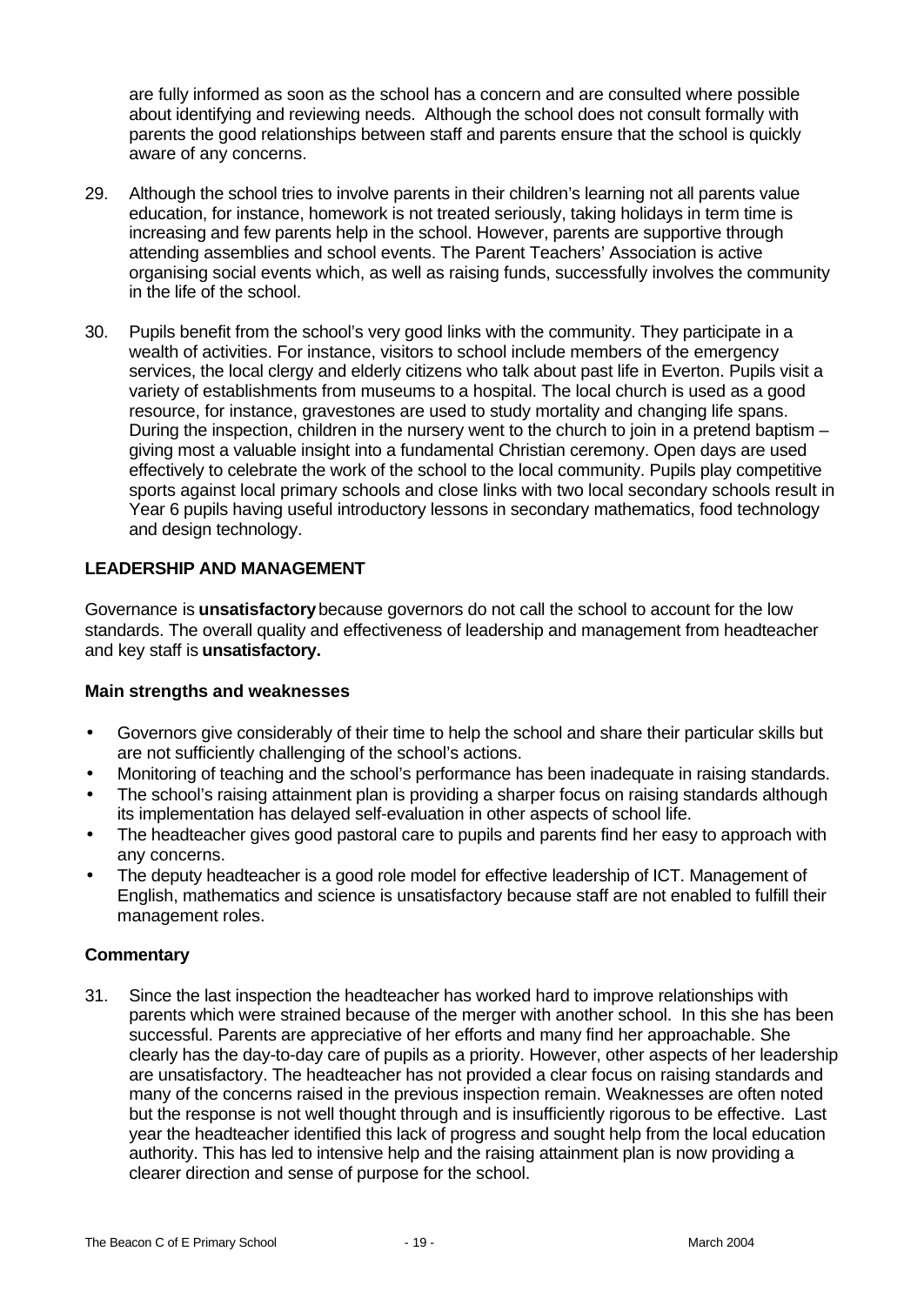are fully informed as soon as the school has a concern and are consulted where possible about identifying and reviewing needs. Although the school does not consult formally with parents the good relationships between staff and parents ensure that the school is quickly aware of any concerns.

29. Although the school tries to involve parents in their children's learning not all parents value education, for instance, homework is not treated seriously, taking holidays in term time is increasing and few parents help in the school. However, parents are supportive through attending assemblies and school events. The Parent Teachers' Association is active organising social events which, as well as raising funds, successfully involves the community in the life of the school.

30. Pupils benefit from the school's very good links with the community. They participate in a wealth of activities. For instance, visitors to school include members of the emergency services, the local clergy and elderly citizens who talk about past life in Everton. Pupils visit a variety of establishments from museums to a hospital. The local church is used as a good resource, for instance, gravestones are used to study mortality and changing life spans. During the inspection, children in the nursery went to the church to join in a pretend baptism – giving most a valuable insight into a fundamental Christian ceremony. Open days are used effectively to celebrate the work of the school to the local community. Pupils play competitive sports against local primary schools and close links with two local secondary schools result in Year 6 pupils having useful introductory lessons in secondary mathematics, food technology and design technology.

## LEADERSHIP AND MANAGEMENT

Governance is **unsatisfactory** because governors do not call the school to account for the low standards. The overall quality and effectiveness of leadership and management from headteacher and key staff is **unsatisfactory.**

### Main strengths and weaknesses

- Governors give considerably of their time to help the school and share their particular skills but are not sufficiently challenging of the school's actions.
- Monitoring of teaching and the school's performance has been inadequate in raising standards.
- The school's raising attainment plan is providing a sharper focus on raising standards although its implementation has delayed self-evaluation in other aspects of school life.
- The headteacher gives good pastoral care to pupils and parents find her easy to approach with any concerns.
- The deputy headteacher is a good role model for effective leadership of ICT. Management of English, mathematics and science is unsatisfactory because staff are not enabled to fulfill their management roles.

### Commentary

31. Since the last inspection the headteacher has worked hard to improve relationships with parents which were strained because of the merger with another school. In this she has been successful. Parents are appreciative of her efforts and many find her approachable. She clearly has the day-to-day care of pupils as a priority. However, other aspects of her leadership are unsatisfactory. The headteacher has not provided a clear focus on raising standards and many of the concerns raised in the previous inspection remain. Weaknesses are often noted but the response is not well thought through and is insufficiently rigorous to be effective. Last year the headteacher identified this lack of progress and sought help from the local education authority. This has led to intensive help and the raising attainment plan is now providing a clearer direction and sense of purpose for the school.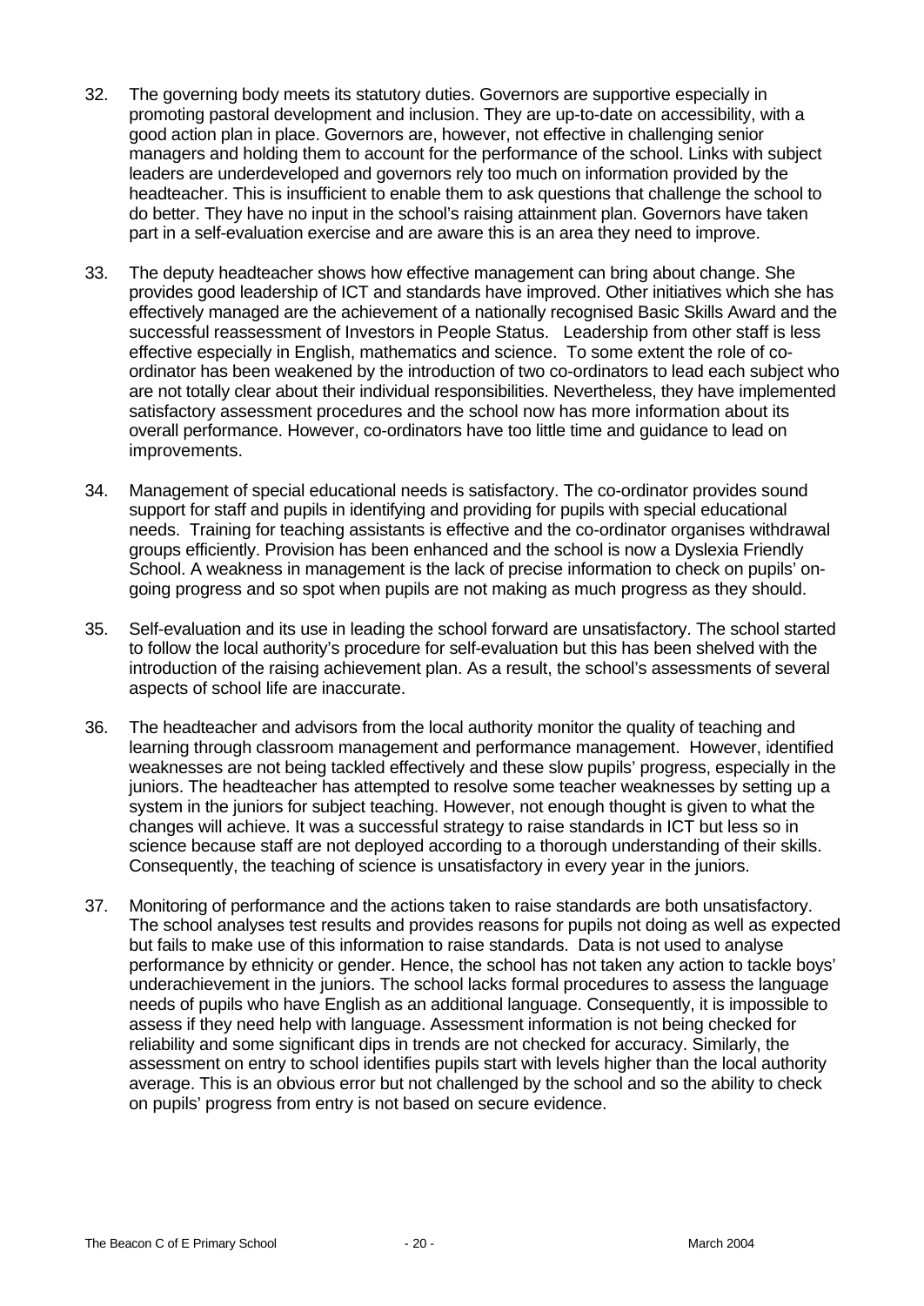32. The governing body meets its statutory duties. Governors are supportive especially in promoting pastoral development and inclusion. They are up-to-date on accessibility, with a good action plan in place. Governors are, however, not effective in challenging senior managers and holding them to account for the performance of the school. Links with subject leaders are underdeveloped and governors rely too much on information provided by the headteacher. This is insufficient to enable them to ask questions that challenge the school to do better. They have no input in the school's raising attainment plan. Governors have taken part in a self-evaluation exercise and are aware this is an area they need to improve.

33. The deputy headteacher shows how effective management can bring about change. She provides good leadership of ICT and standards have improved. Other initiatives which she has effectively managed are the achievement of a nationally recognised Basic Skills Award and the successful reassessment of Investors in People Status. Leadership from other staff is less effective especially in English, mathematics and science. To some extent the role of co-ordinator has been weakened by the introduction of two co-ordinators to lead each subject who are not totally clear about their individual responsibilities. Nevertheless, they have implemented satisfactory assessment procedures and the school now has more information about its overall performance. However, co-ordinators have too little time and guidance to lead on improvements.

34. Management of special educational needs is satisfactory. The co-ordinator provides sound support for staff and pupils in identifying and providing for pupils with special educational needs. Training for teaching assistants is effective and the co-ordinator organises withdrawal groups efficiently. Provision has been enhanced and the school is now a Dyslexia Friendly School. A weakness in management is the lack of precise information to check on pupils' on-going progress and so spot when pupils are not making as much progress as they should.

35. Self-evaluation and its use in leading the school forward are unsatisfactory. The school started to follow the local authority's procedure for self-evaluation but this has been shelved with the introduction of the raising achievement plan. As a result, the school's assessments of several aspects of school life are inaccurate.

36. The headteacher and advisors from the local authority monitor the quality of teaching and learning through classroom management and performance management. However, identified weaknesses are not being tackled effectively and these slow pupils' progress, especially in the juniors. The headteacher has attempted to resolve some teacher weaknesses by setting up a system in the juniors for subject teaching. However, not enough thought is given to what the changes will achieve. It was a successful strategy to raise standards in ICT but less so in science because staff are not deployed according to a thorough understanding of their skills. Consequently, the teaching of science is unsatisfactory in every year in the juniors.

37. Monitoring of performance and the actions taken to raise standards are both unsatisfactory. The school analyses test results and provides reasons for pupils not doing as well as expected but fails to make use of this information to raise standards. Data is not used to analyse performance by ethnicity or gender. Hence, the school has not taken any action to tackle boys' underachievement in the juniors. The school lacks formal procedures to assess the language needs of pupils who have English as an additional language. Consequently, it is impossible to assess if they need help with language. Assessment information is not being checked for reliability and some significant dips in trends are not checked for accuracy. Similarly, the assessment on entry to school identifies pupils start with levels higher than the local authority average. This is an obvious error but not challenged by the school and so the ability to check on pupils' progress from entry is not based on secure evidence.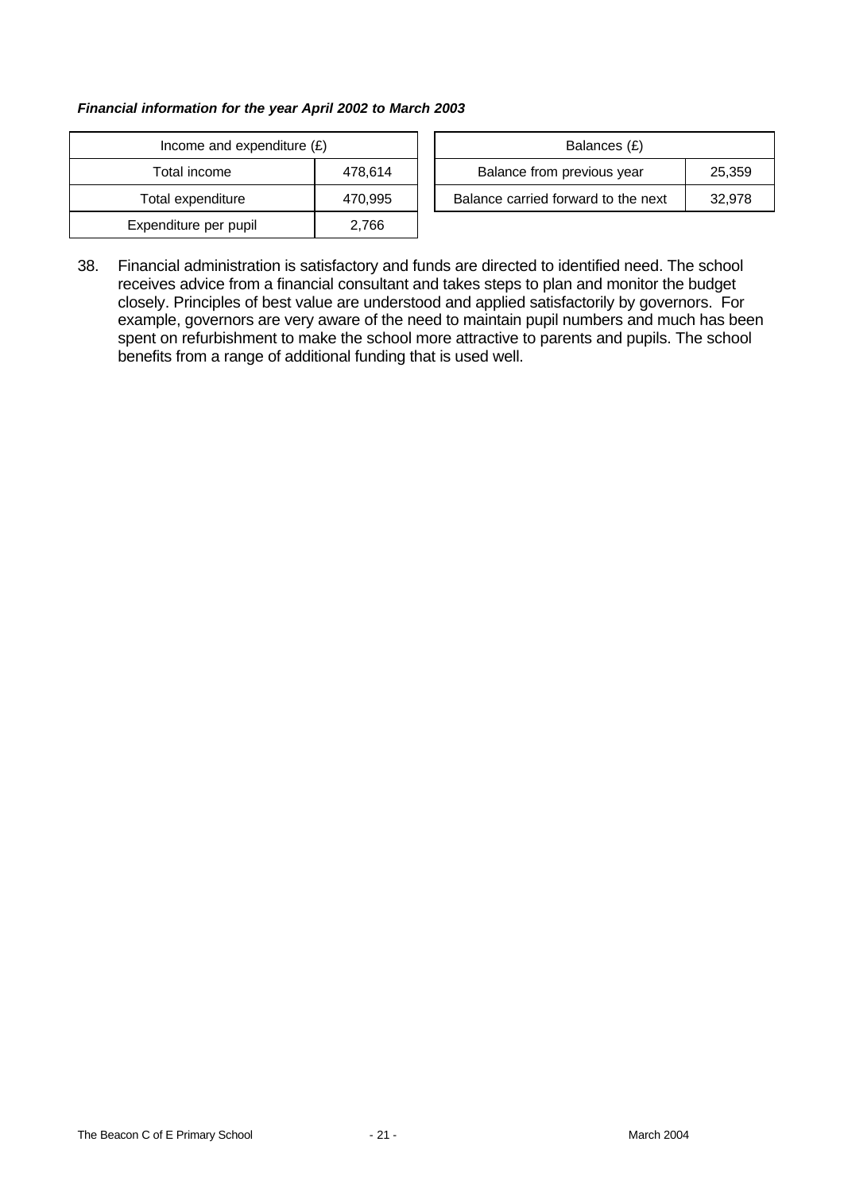***Financial information for the year April 2002 to March 2003***

| Income and expenditure (£) | |
|---|---|
| Total income | 478,614 |
| Total expenditure | 470,995 |
| Expenditure per pupil | 2,766 |

| Balances (£) | |
|---|---|
| Balance from previous year | 25,359 |
| Balance carried forward to the next | 32,978 |

38. Financial administration is satisfactory and funds are directed to identified need. The school receives advice from a financial consultant and takes steps to plan and monitor the budget closely. Principles of best value are understood and applied satisfactorily by governors. For example, governors are very aware of the need to maintain pupil numbers and much has been spent on refurbishment to make the school more attractive to parents and pupils. The school benefits from a range of additional funding that is used well.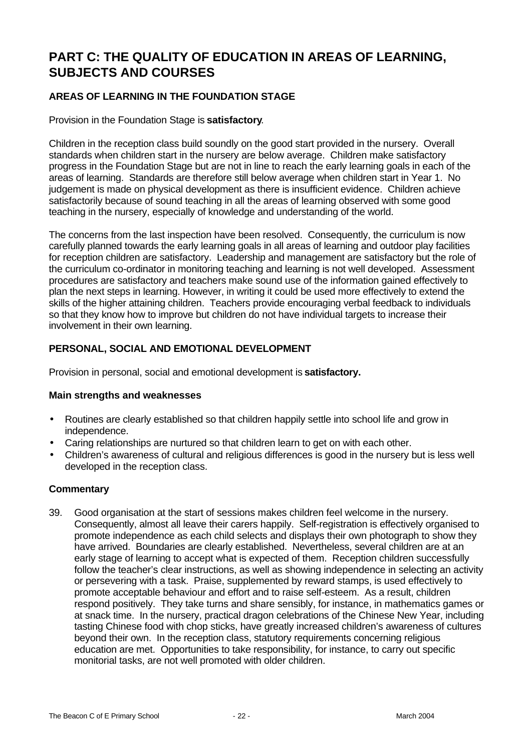# PART C: THE QUALITY OF EDUCATION IN AREAS OF LEARNING, SUBJECTS AND COURSES

### AREAS OF LEARNING IN THE FOUNDATION STAGE

Provision in the Foundation Stage is **satisfactory**.

Children in the reception class build soundly on the good start provided in the nursery. Overall standards when children start in the nursery are below average. Children make satisfactory progress in the Foundation Stage but are not in line to reach the early learning goals in each of the areas of learning. Standards are therefore still below average when children start in Year 1. No judgement is made on physical development as there is insufficient evidence. Children achieve satisfactorily because of sound teaching in all the areas of learning observed with some good teaching in the nursery, especially of knowledge and understanding of the world.

The concerns from the last inspection have been resolved. Consequently, the curriculum is now carefully planned towards the early learning goals in all areas of learning and outdoor play facilities for reception children are satisfactory. Leadership and management are satisfactory but the role of the curriculum co-ordinator in monitoring teaching and learning is not well developed. Assessment procedures are satisfactory and teachers make sound use of the information gained effectively to plan the next steps in learning. However, in writing it could be used more effectively to extend the skills of the higher attaining children. Teachers provide encouraging verbal feedback to individuals so that they know how to improve but children do not have individual targets to increase their involvement in their own learning.

### PERSONAL, SOCIAL AND EMOTIONAL DEVELOPMENT

Provision in personal, social and emotional development is **satisfactory.**

#### Main strengths and weaknesses

- Routines are clearly established so that children happily settle into school life and grow in independence.
- Caring relationships are nurtured so that children learn to get on with each other.
- Children's awareness of cultural and religious differences is good in the nursery but is less well developed in the reception class.

#### Commentary

39. Good organisation at the start of sessions makes children feel welcome in the nursery. Consequently, almost all leave their carers happily. Self-registration is effectively organised to promote independence as each child selects and displays their own photograph to show they have arrived. Boundaries are clearly established. Nevertheless, several children are at an early stage of learning to accept what is expected of them. Reception children successfully follow the teacher's clear instructions, as well as showing independence in selecting an activity or persevering with a task. Praise, supplemented by reward stamps, is used effectively to promote acceptable behaviour and effort and to raise self-esteem. As a result, children respond positively. They take turns and share sensibly, for instance, in mathematics games or at snack time. In the nursery, practical dragon celebrations of the Chinese New Year, including tasting Chinese food with chop sticks, have greatly increased children's awareness of cultures beyond their own. In the reception class, statutory requirements concerning religious education are met. Opportunities to take responsibility, for instance, to carry out specific monitorial tasks, are not well promoted with older children.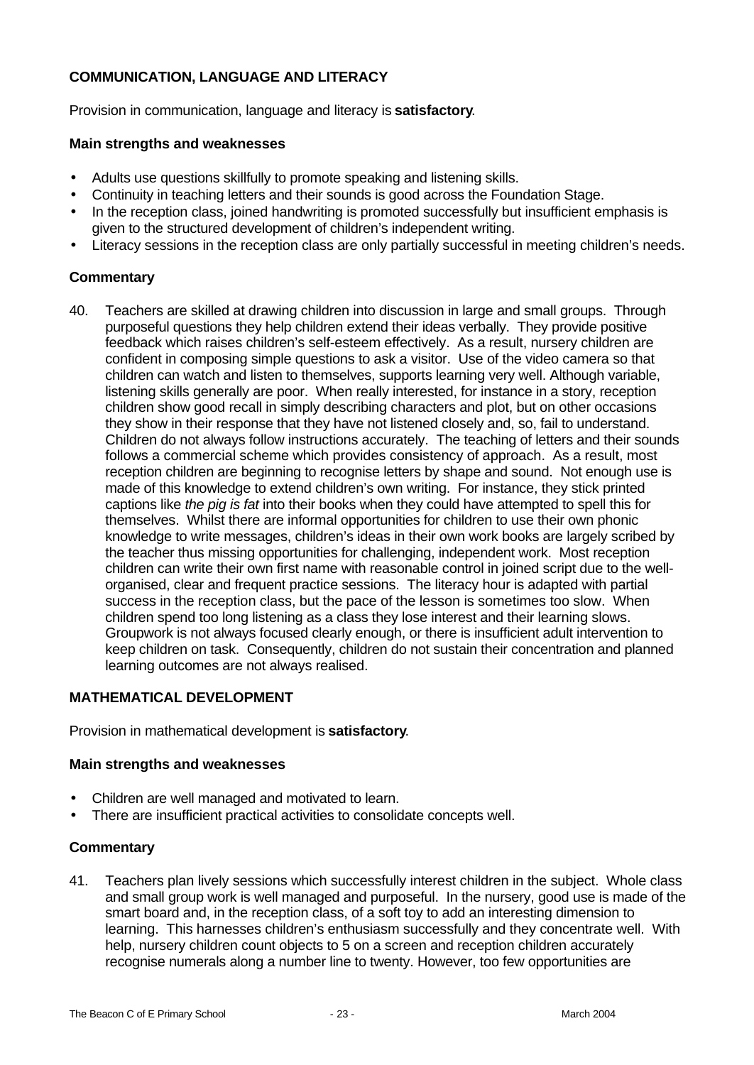### COMMUNICATION, LANGUAGE AND LITERACY

Provision in communication, language and literacy is **satisfactory**.

#### Main strengths and weaknesses

- Adults use questions skillfully to promote speaking and listening skills.
- Continuity in teaching letters and their sounds is good across the Foundation Stage.
- In the reception class, joined handwriting is promoted successfully but insufficient emphasis is given to the structured development of children's independent writing.
- Literacy sessions in the reception class are only partially successful in meeting children's needs.

#### Commentary

40. Teachers are skilled at drawing children into discussion in large and small groups. Through purposeful questions they help children extend their ideas verbally. They provide positive feedback which raises children's self-esteem effectively. As a result, nursery children are confident in composing simple questions to ask a visitor. Use of the video camera so that children can watch and listen to themselves, supports learning very well. Although variable, listening skills generally are poor. When really interested, for instance in a story, reception children show good recall in simply describing characters and plot, but on other occasions they show in their response that they have not listened closely and, so, fail to understand. Children do not always follow instructions accurately. The teaching of letters and their sounds follows a commercial scheme which provides consistency of approach. As a result, most reception children are beginning to recognise letters by shape and sound. Not enough use is made of this knowledge to extend children's own writing. For instance, they stick printed captions like *the pig is fat* into their books when they could have attempted to spell this for themselves. Whilst there are informal opportunities for children to use their own phonic knowledge to write messages, children's ideas in their own work books are largely scribed by the teacher thus missing opportunities for challenging, independent work. Most reception children can write their own first name with reasonable control in joined script due to the well-organised, clear and frequent practice sessions. The literacy hour is adapted with partial success in the reception class, but the pace of the lesson is sometimes too slow. When children spend too long listening as a class they lose interest and their learning slows. Groupwork is not always focused clearly enough, or there is insufficient adult intervention to keep children on task. Consequently, children do not sustain their concentration and planned learning outcomes are not always realised.

### MATHEMATICAL DEVELOPMENT

Provision in mathematical development is **satisfactory**.

#### Main strengths and weaknesses

- Children are well managed and motivated to learn.
- There are insufficient practical activities to consolidate concepts well.

#### Commentary

41. Teachers plan lively sessions which successfully interest children in the subject. Whole class and small group work is well managed and purposeful. In the nursery, good use is made of the smart board and, in the reception class, of a soft toy to add an interesting dimension to learning. This harnesses children's enthusiasm successfully and they concentrate well. With help, nursery children count objects to 5 on a screen and reception children accurately recognise numerals along a number line to twenty. However, too few opportunities are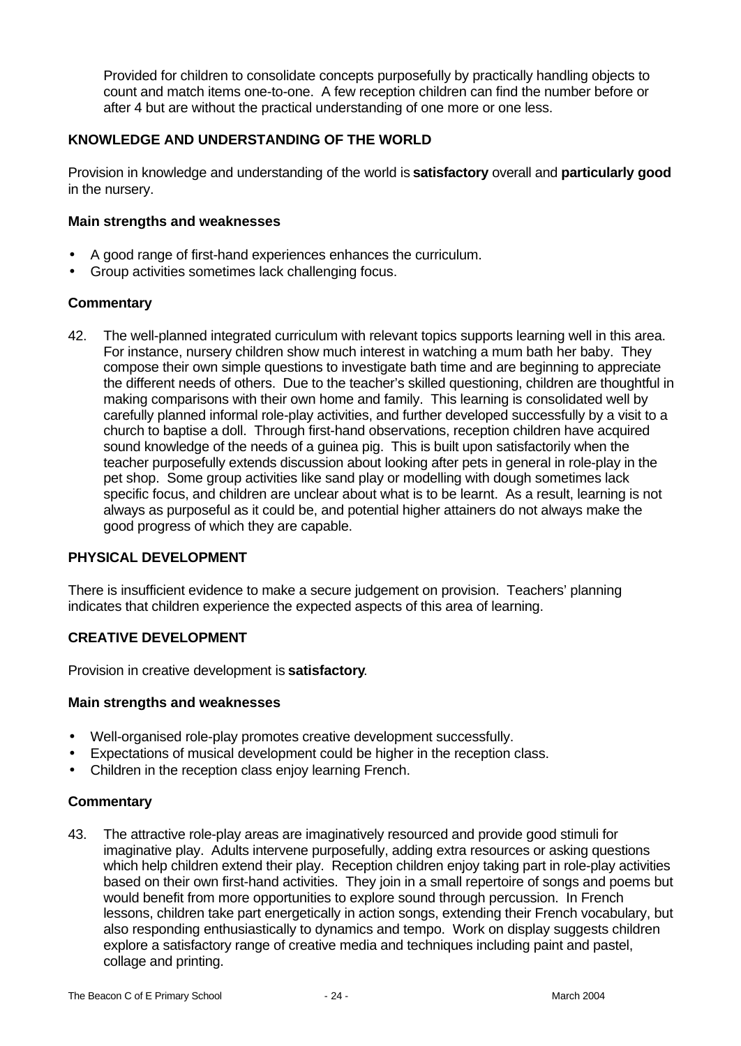Provided for children to consolidate concepts purposefully by practically handling objects to count and match items one-to-one. A few reception children can find the number before or after 4 but are without the practical understanding of one more or one less.

### KNOWLEDGE AND UNDERSTANDING OF THE WORLD

Provision in knowledge and understanding of the world is **satisfactory** overall and **particularly good** in the nursery.

#### Main strengths and weaknesses

- A good range of first-hand experiences enhances the curriculum.
- Group activities sometimes lack challenging focus.

#### Commentary

42. The well-planned integrated curriculum with relevant topics supports learning well in this area. For instance, nursery children show much interest in watching a mum bath her baby. They compose their own simple questions to investigate bath time and are beginning to appreciate the different needs of others. Due to the teacher's skilled questioning, children are thoughtful in making comparisons with their own home and family. This learning is consolidated well by carefully planned informal role-play activities, and further developed successfully by a visit to a church to baptise a doll. Through first-hand observations, reception children have acquired sound knowledge of the needs of a guinea pig. This is built upon satisfactorily when the teacher purposefully extends discussion about looking after pets in general in role-play in the pet shop. Some group activities like sand play or modelling with dough sometimes lack specific focus, and children are unclear about what is to be learnt. As a result, learning is not always as purposeful as it could be, and potential higher attainers do not always make the good progress of which they are capable.

### PHYSICAL DEVELOPMENT

There is insufficient evidence to make a secure judgement on provision. Teachers' planning indicates that children experience the expected aspects of this area of learning.

### CREATIVE DEVELOPMENT

Provision in creative development is **satisfactory**.

#### Main strengths and weaknesses

- Well-organised role-play promotes creative development successfully.
- Expectations of musical development could be higher in the reception class.
- Children in the reception class enjoy learning French.

#### Commentary

43. The attractive role-play areas are imaginatively resourced and provide good stimuli for imaginative play. Adults intervene purposefully, adding extra resources or asking questions which help children extend their play. Reception children enjoy taking part in role-play activities based on their own first-hand activities. They join in a small repertoire of songs and poems but would benefit from more opportunities to explore sound through percussion. In French lessons, children take part energetically in action songs, extending their French vocabulary, but also responding enthusiastically to dynamics and tempo. Work on display suggests children explore a satisfactory range of creative media and techniques including paint and pastel, collage and printing.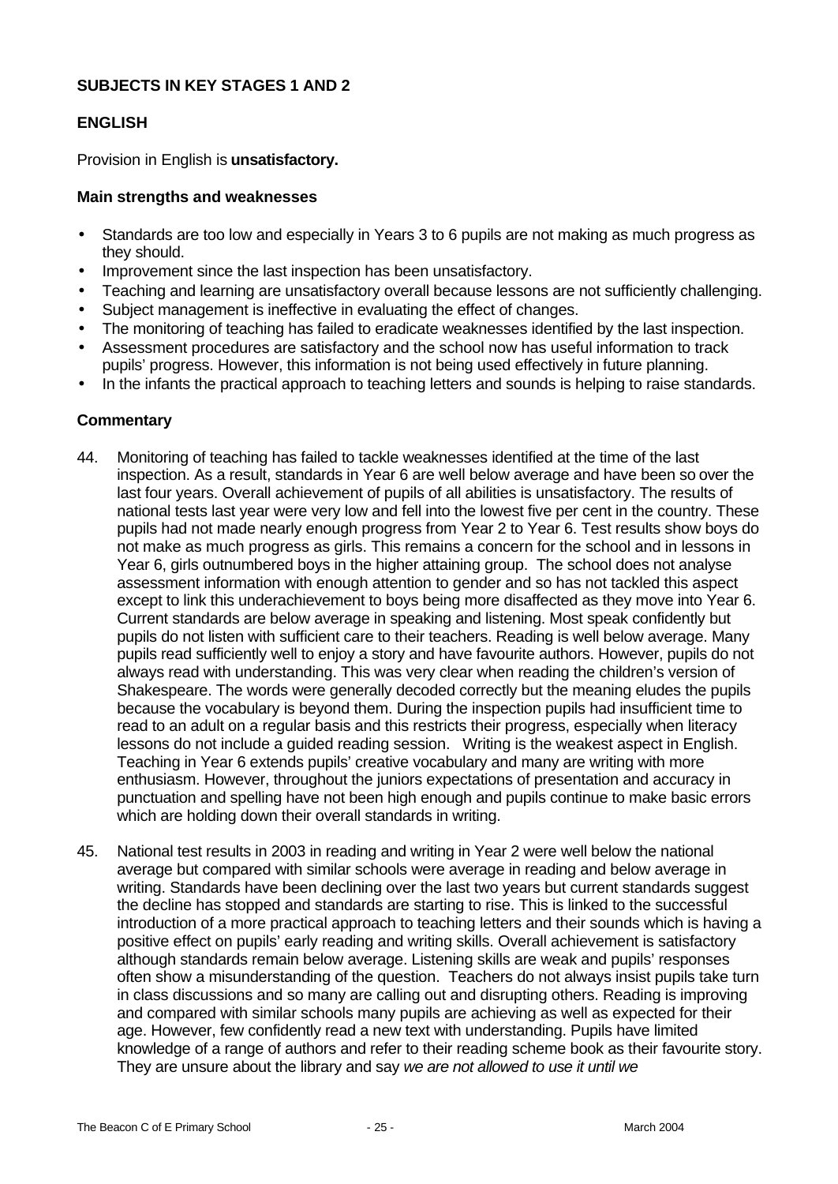## SUBJECTS IN KEY STAGES 1 AND 2

### ENGLISH

Provision in English is **unsatisfactory.**

#### Main strengths and weaknesses

- Standards are too low and especially in Years 3 to 6 pupils are not making as much progress as they should.
- Improvement since the last inspection has been unsatisfactory.
- Teaching and learning are unsatisfactory overall because lessons are not sufficiently challenging.
- Subject management is ineffective in evaluating the effect of changes.
- The monitoring of teaching has failed to eradicate weaknesses identified by the last inspection.
- Assessment procedures are satisfactory and the school now has useful information to track pupils' progress. However, this information is not being used effectively in future planning.
- In the infants the practical approach to teaching letters and sounds is helping to raise standards.

#### Commentary

44. Monitoring of teaching has failed to tackle weaknesses identified at the time of the last inspection. As a result, standards in Year 6 are well below average and have been so over the last four years. Overall achievement of pupils of all abilities is unsatisfactory. The results of national tests last year were very low and fell into the lowest five per cent in the country. These pupils had not made nearly enough progress from Year 2 to Year 6. Test results show boys do not make as much progress as girls. This remains a concern for the school and in lessons in Year 6, girls outnumbered boys in the higher attaining group. The school does not analyse assessment information with enough attention to gender and so has not tackled this aspect except to link this underachievement to boys being more disaffected as they move into Year 6. Current standards are below average in speaking and listening. Most speak confidently but pupils do not listen with sufficient care to their teachers. Reading is well below average. Many pupils read sufficiently well to enjoy a story and have favourite authors. However, pupils do not always read with understanding. This was very clear when reading the children's version of Shakespeare. The words were generally decoded correctly but the meaning eludes the pupils because the vocabulary is beyond them. During the inspection pupils had insufficient time to read to an adult on a regular basis and this restricts their progress, especially when literacy lessons do not include a guided reading session. Writing is the weakest aspect in English. Teaching in Year 6 extends pupils' creative vocabulary and many are writing with more enthusiasm. However, throughout the juniors expectations of presentation and accuracy in punctuation and spelling have not been high enough and pupils continue to make basic errors which are holding down their overall standards in writing.

45. National test results in 2003 in reading and writing in Year 2 were well below the national average but compared with similar schools were average in reading and below average in writing. Standards have been declining over the last two years but current standards suggest the decline has stopped and standards are starting to rise. This is linked to the successful introduction of a more practical approach to teaching letters and their sounds which is having a positive effect on pupils' early reading and writing skills. Overall achievement is satisfactory although standards remain below average. Listening skills are weak and pupils' responses often show a misunderstanding of the question. Teachers do not always insist pupils take turn in class discussions and so many are calling out and disrupting others. Reading is improving and compared with similar schools many pupils are achieving as well as expected for their age. However, few confidently read a new text with understanding. Pupils have limited knowledge of a range of authors and refer to their reading scheme book as their favourite story. They are unsure about the library and say *we are not allowed to use it until we*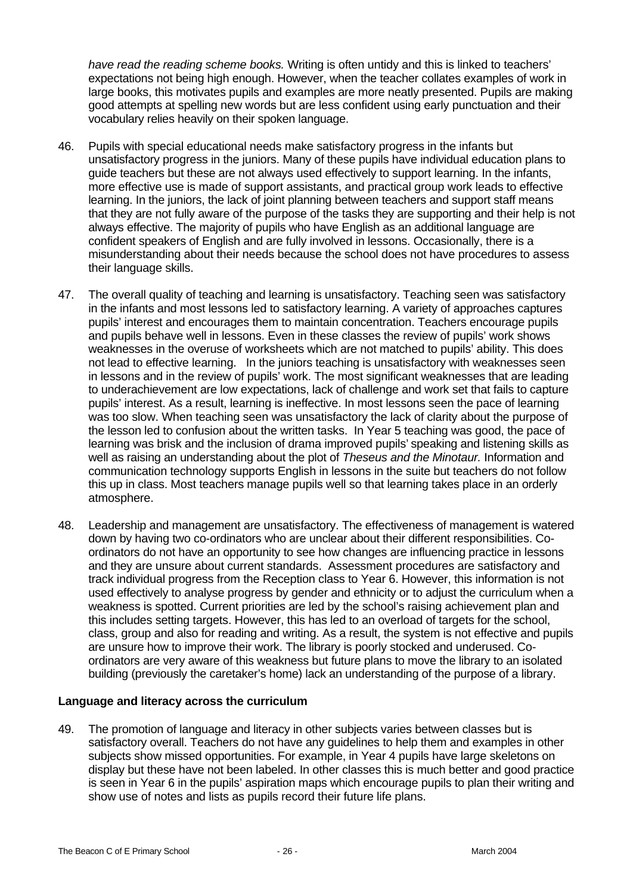*have read the reading scheme books.* Writing is often untidy and this is linked to teachers' expectations not being high enough. However, when the teacher collates examples of work in large books, this motivates pupils and examples are more neatly presented. Pupils are making good attempts at spelling new words but are less confident using early punctuation and their vocabulary relies heavily on their spoken language.

46. Pupils with special educational needs make satisfactory progress in the infants but unsatisfactory progress in the juniors. Many of these pupils have individual education plans to guide teachers but these are not always used effectively to support learning. In the infants, more effective use is made of support assistants, and practical group work leads to effective learning. In the juniors, the lack of joint planning between teachers and support staff means that they are not fully aware of the purpose of the tasks they are supporting and their help is not always effective. The majority of pupils who have English as an additional language are confident speakers of English and are fully involved in lessons. Occasionally, there is a misunderstanding about their needs because the school does not have procedures to assess their language skills.

47. The overall quality of teaching and learning is unsatisfactory. Teaching seen was satisfactory in the infants and most lessons led to satisfactory learning. A variety of approaches captures pupils' interest and encourages them to maintain concentration. Teachers encourage pupils and pupils behave well in lessons. Even in these classes the review of pupils' work shows weaknesses in the overuse of worksheets which are not matched to pupils' ability. This does not lead to effective learning. In the juniors teaching is unsatisfactory with weaknesses seen in lessons and in the review of pupils' work. The most significant weaknesses that are leading to underachievement are low expectations, lack of challenge and work set that fails to capture pupils' interest. As a result, learning is ineffective. In most lessons seen the pace of learning was too slow. When teaching seen was unsatisfactory the lack of clarity about the purpose of the lesson led to confusion about the written tasks. In Year 5 teaching was good, the pace of learning was brisk and the inclusion of drama improved pupils' speaking and listening skills as well as raising an understanding about the plot of *Theseus and the Minotaur.* Information and communication technology supports English in lessons in the suite but teachers do not follow this up in class. Most teachers manage pupils well so that learning takes place in an orderly atmosphere.

48. Leadership and management are unsatisfactory. The effectiveness of management is watered down by having two co-ordinators who are unclear about their different responsibilities. Co-ordinators do not have an opportunity to see how changes are influencing practice in lessons and they are unsure about current standards. Assessment procedures are satisfactory and track individual progress from the Reception class to Year 6. However, this information is not used effectively to analyse progress by gender and ethnicity or to adjust the curriculum when a weakness is spotted. Current priorities are led by the school's raising achievement plan and this includes setting targets. However, this has led to an overload of targets for the school, class, group and also for reading and writing. As a result, the system is not effective and pupils are unsure how to improve their work. The library is poorly stocked and underused. Co-ordinators are very aware of this weakness but future plans to move the library to an isolated building (previously the caretaker's home) lack an understanding of the purpose of a library.

**Language and literacy across the curriculum**

49. The promotion of language and literacy in other subjects varies between classes but is satisfactory overall. Teachers do not have any guidelines to help them and examples in other subjects show missed opportunities. For example, in Year 4 pupils have large skeletons on display but these have not been labeled. In other classes this is much better and good practice is seen in Year 6 in the pupils' aspiration maps which encourage pupils to plan their writing and show use of notes and lists as pupils record their future life plans.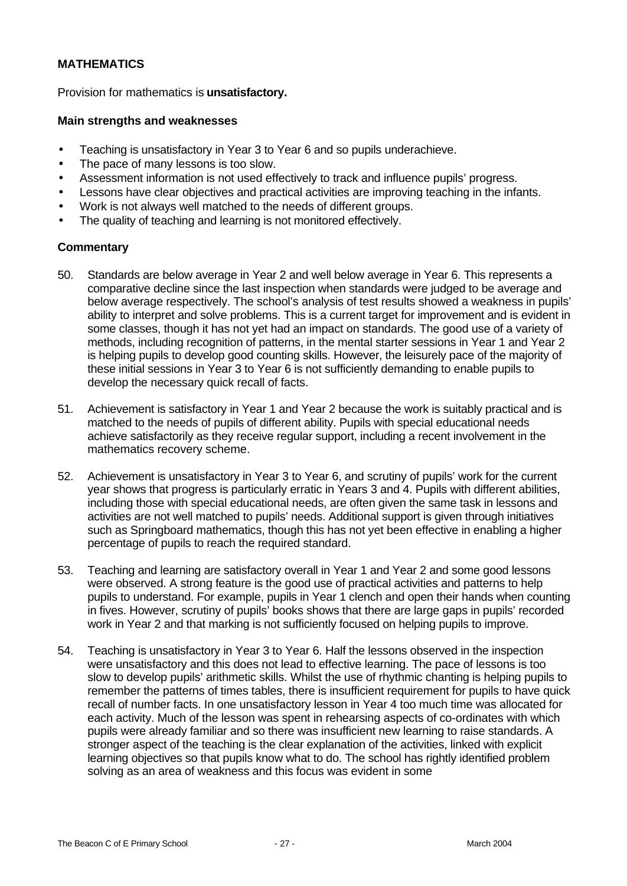**MATHEMATICS**

Provision for mathematics is **unsatisfactory.**

**Main strengths and weaknesses**

- Teaching is unsatisfactory in Year 3 to Year 6 and so pupils underachieve.
- The pace of many lessons is too slow.
- Assessment information is not used effectively to track and influence pupils' progress.
- Lessons have clear objectives and practical activities are improving teaching in the infants.
- Work is not always well matched to the needs of different groups.
- The quality of teaching and learning is not monitored effectively.

**Commentary**

50. Standards are below average in Year 2 and well below average in Year 6. This represents a comparative decline since the last inspection when standards were judged to be average and below average respectively. The school's analysis of test results showed a weakness in pupils' ability to interpret and solve problems. This is a current target for improvement and is evident in some classes, though it has not yet had an impact on standards. The good use of a variety of methods, including recognition of patterns, in the mental starter sessions in Year 1 and Year 2 is helping pupils to develop good counting skills. However, the leisurely pace of the majority of these initial sessions in Year 3 to Year 6 is not sufficiently demanding to enable pupils to develop the necessary quick recall of facts.

51. Achievement is satisfactory in Year 1 and Year 2 because the work is suitably practical and is matched to the needs of pupils of different ability. Pupils with special educational needs achieve satisfactorily as they receive regular support, including a recent involvement in the mathematics recovery scheme.

52. Achievement is unsatisfactory in Year 3 to Year 6, and scrutiny of pupils' work for the current year shows that progress is particularly erratic in Years 3 and 4. Pupils with different abilities, including those with special educational needs, are often given the same task in lessons and activities are not well matched to pupils' needs. Additional support is given through initiatives such as Springboard mathematics, though this has not yet been effective in enabling a higher percentage of pupils to reach the required standard.

53. Teaching and learning are satisfactory overall in Year 1 and Year 2 and some good lessons were observed. A strong feature is the good use of practical activities and patterns to help pupils to understand. For example, pupils in Year 1 clench and open their hands when counting in fives. However, scrutiny of pupils' books shows that there are large gaps in pupils' recorded work in Year 2 and that marking is not sufficiently focused on helping pupils to improve.

54. Teaching is unsatisfactory in Year 3 to Year 6. Half the lessons observed in the inspection were unsatisfactory and this does not lead to effective learning. The pace of lessons is too slow to develop pupils' arithmetic skills. Whilst the use of rhythmic chanting is helping pupils to remember the patterns of times tables, there is insufficient requirement for pupils to have quick recall of number facts. In one unsatisfactory lesson in Year 4 too much time was allocated for each activity. Much of the lesson was spent in rehearsing aspects of co-ordinates with which pupils were already familiar and so there was insufficient new learning to raise standards. A stronger aspect of the teaching is the clear explanation of the activities, linked with explicit learning objectives so that pupils know what to do. The school has rightly identified problem solving as an area of weakness and this focus was evident in some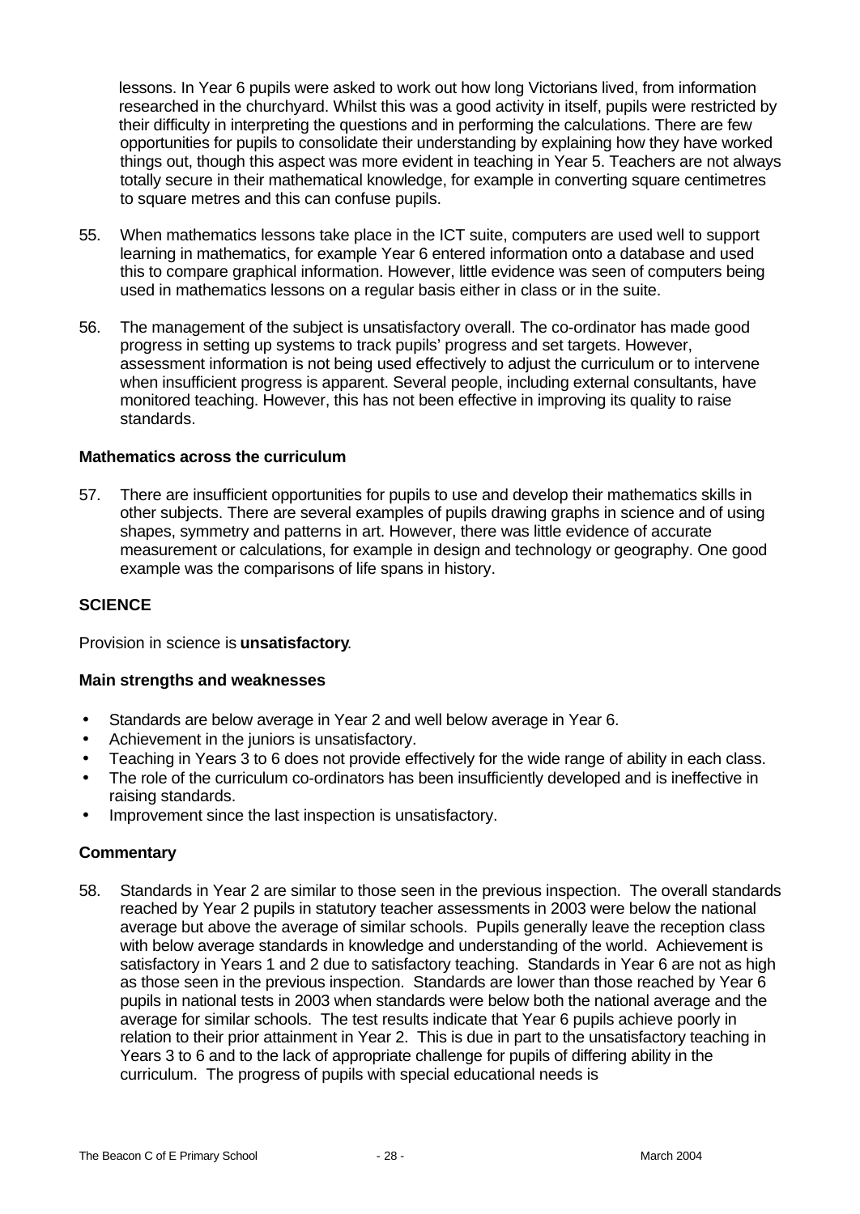lessons. In Year 6 pupils were asked to work out how long Victorians lived, from information researched in the churchyard. Whilst this was a good activity in itself, pupils were restricted by their difficulty in interpreting the questions and in performing the calculations. There are few opportunities for pupils to consolidate their understanding by explaining how they have worked things out, though this aspect was more evident in teaching in Year 5. Teachers are not always totally secure in their mathematical knowledge, for example in converting square centimetres to square metres and this can confuse pupils.

55. When mathematics lessons take place in the ICT suite, computers are used well to support learning in mathematics, for example Year 6 entered information onto a database and used this to compare graphical information. However, little evidence was seen of computers being used in mathematics lessons on a regular basis either in class or in the suite.

56. The management of the subject is unsatisfactory overall. The co-ordinator has made good progress in setting up systems to track pupils' progress and set targets. However, assessment information is not being used effectively to adjust the curriculum or to intervene when insufficient progress is apparent. Several people, including external consultants, have monitored teaching. However, this has not been effective in improving its quality to raise standards.

**Mathematics across the curriculum**

57. There are insufficient opportunities for pupils to use and develop their mathematics skills in other subjects. There are several examples of pupils drawing graphs in science and of using shapes, symmetry and patterns in art. However, there was little evidence of accurate measurement or calculations, for example in design and technology or geography. One good example was the comparisons of life spans in history.

## SCIENCE

Provision in science is **unsatisfactory**.

**Main strengths and weaknesses**

- Standards are below average in Year 2 and well below average in Year 6.
- Achievement in the juniors is unsatisfactory.
- Teaching in Years 3 to 6 does not provide effectively for the wide range of ability in each class.
- The role of the curriculum co-ordinators has been insufficiently developed and is ineffective in raising standards.
- Improvement since the last inspection is unsatisfactory.

**Commentary**

58. Standards in Year 2 are similar to those seen in the previous inspection. The overall standards reached by Year 2 pupils in statutory teacher assessments in 2003 were below the national average but above the average of similar schools. Pupils generally leave the reception class with below average standards in knowledge and understanding of the world. Achievement is satisfactory in Years 1 and 2 due to satisfactory teaching. Standards in Year 6 are not as high as those seen in the previous inspection. Standards are lower than those reached by Year 6 pupils in national tests in 2003 when standards were below both the national average and the average for similar schools. The test results indicate that Year 6 pupils achieve poorly in relation to their prior attainment in Year 2. This is due in part to the unsatisfactory teaching in Years 3 to 6 and to the lack of appropriate challenge for pupils of differing ability in the curriculum. The progress of pupils with special educational needs is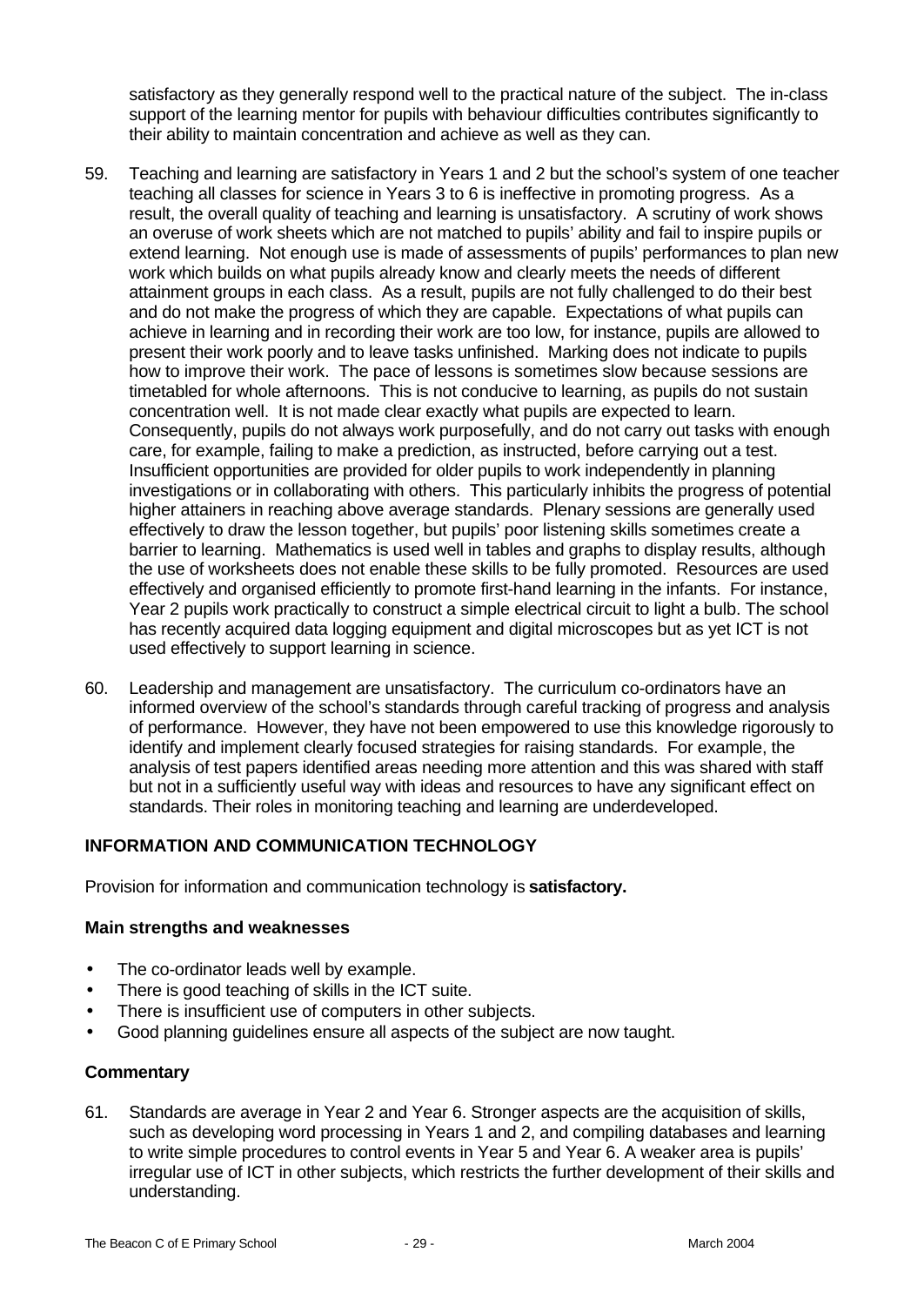satisfactory as they generally respond well to the practical nature of the subject. The in-class support of the learning mentor for pupils with behaviour difficulties contributes significantly to their ability to maintain concentration and achieve as well as they can.

59. Teaching and learning are satisfactory in Years 1 and 2 but the school's system of one teacher teaching all classes for science in Years 3 to 6 is ineffective in promoting progress. As a result, the overall quality of teaching and learning is unsatisfactory. A scrutiny of work shows an overuse of work sheets which are not matched to pupils' ability and fail to inspire pupils or extend learning. Not enough use is made of assessments of pupils' performances to plan new work which builds on what pupils already know and clearly meets the needs of different attainment groups in each class. As a result, pupils are not fully challenged to do their best and do not make the progress of which they are capable. Expectations of what pupils can achieve in learning and in recording their work are too low, for instance, pupils are allowed to present their work poorly and to leave tasks unfinished. Marking does not indicate to pupils how to improve their work. The pace of lessons is sometimes slow because sessions are timetabled for whole afternoons. This is not conducive to learning, as pupils do not sustain concentration well. It is not made clear exactly what pupils are expected to learn. Consequently, pupils do not always work purposefully, and do not carry out tasks with enough care, for example, failing to make a prediction, as instructed, before carrying out a test. Insufficient opportunities are provided for older pupils to work independently in planning investigations or in collaborating with others. This particularly inhibits the progress of potential higher attainers in reaching above average standards. Plenary sessions are generally used effectively to draw the lesson together, but pupils' poor listening skills sometimes create a barrier to learning. Mathematics is used well in tables and graphs to display results, although the use of worksheets does not enable these skills to be fully promoted. Resources are used effectively and organised efficiently to promote first-hand learning in the infants. For instance, Year 2 pupils work practically to construct a simple electrical circuit to light a bulb. The school has recently acquired data logging equipment and digital microscopes but as yet ICT is not used effectively to support learning in science.

60. Leadership and management are unsatisfactory. The curriculum co-ordinators have an informed overview of the school's standards through careful tracking of progress and analysis of performance. However, they have not been empowered to use this knowledge rigorously to identify and implement clearly focused strategies for raising standards. For example, the analysis of test papers identified areas needing more attention and this was shared with staff but not in a sufficiently useful way with ideas and resources to have any significant effect on standards. Their roles in monitoring teaching and learning are underdeveloped.

## INFORMATION AND COMMUNICATION TECHNOLOGY

Provision for information and communication technology is **satisfactory.**

### Main strengths and weaknesses

- The co-ordinator leads well by example.
- There is good teaching of skills in the ICT suite.
- There is insufficient use of computers in other subjects.
- Good planning guidelines ensure all aspects of the subject are now taught.

### Commentary

61. Standards are average in Year 2 and Year 6. Stronger aspects are the acquisition of skills, such as developing word processing in Years 1 and 2, and compiling databases and learning to write simple procedures to control events in Year 5 and Year 6. A weaker area is pupils' irregular use of ICT in other subjects, which restricts the further development of their skills and understanding.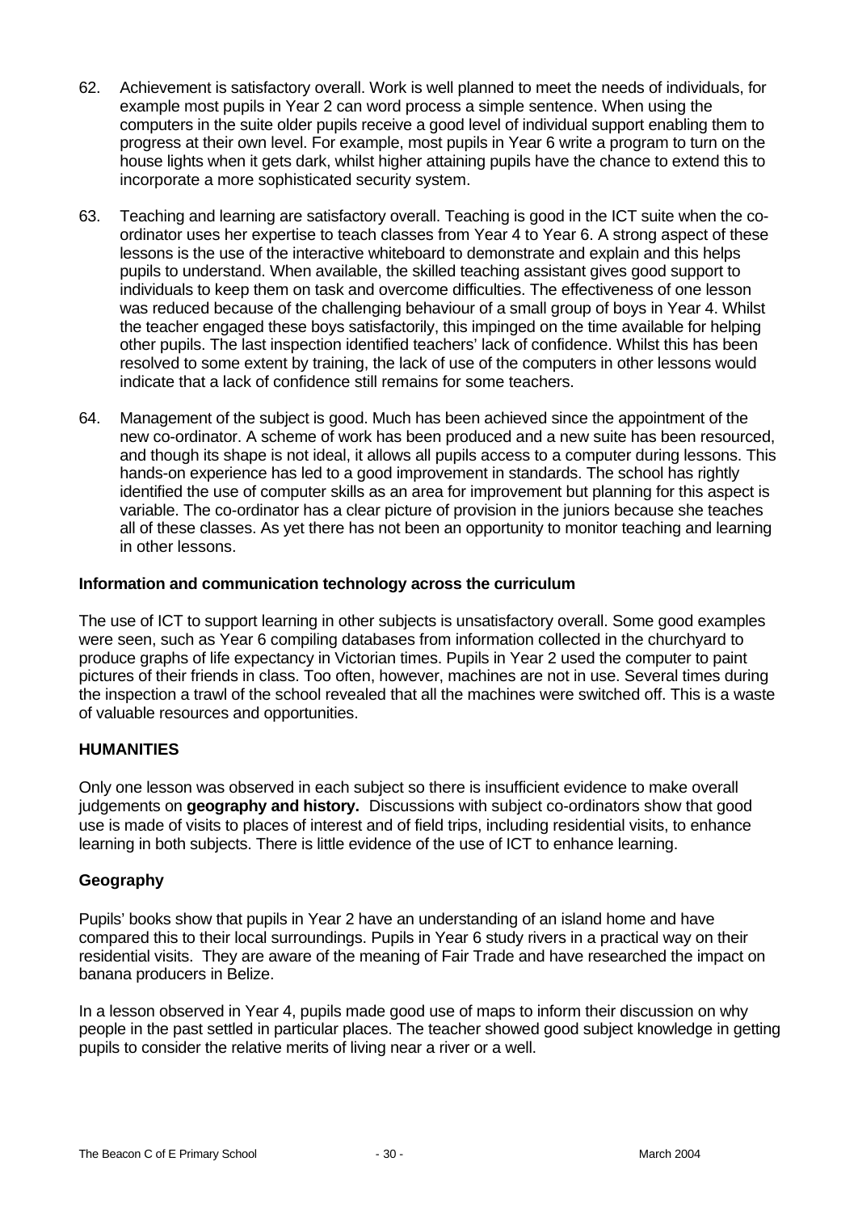62. Achievement is satisfactory overall. Work is well planned to meet the needs of individuals, for example most pupils in Year 2 can word process a simple sentence. When using the computers in the suite older pupils receive a good level of individual support enabling them to progress at their own level. For example, most pupils in Year 6 write a program to turn on the house lights when it gets dark, whilst higher attaining pupils have the chance to extend this to incorporate a more sophisticated security system.

63. Teaching and learning are satisfactory overall. Teaching is good in the ICT suite when the co-ordinator uses her expertise to teach classes from Year 4 to Year 6. A strong aspect of these lessons is the use of the interactive whiteboard to demonstrate and explain and this helps pupils to understand. When available, the skilled teaching assistant gives good support to individuals to keep them on task and overcome difficulties. The effectiveness of one lesson was reduced because of the challenging behaviour of a small group of boys in Year 4. Whilst the teacher engaged these boys satisfactorily, this impinged on the time available for helping other pupils. The last inspection identified teachers' lack of confidence. Whilst this has been resolved to some extent by training, the lack of use of the computers in other lessons would indicate that a lack of confidence still remains for some teachers.

64. Management of the subject is good. Much has been achieved since the appointment of the new co-ordinator. A scheme of work has been produced and a new suite has been resourced, and though its shape is not ideal, it allows all pupils access to a computer during lessons. This hands-on experience has led to a good improvement in standards. The school has rightly identified the use of computer skills as an area for improvement but planning for this aspect is variable. The co-ordinator has a clear picture of provision in the juniors because she teaches all of these classes. As yet there has not been an opportunity to monitor teaching and learning in other lessons.

**Information and communication technology across the curriculum**

The use of ICT to support learning in other subjects is unsatisfactory overall. Some good examples were seen, such as Year 6 compiling databases from information collected in the churchyard to produce graphs of life expectancy in Victorian times. Pupils in Year 2 used the computer to paint pictures of their friends in class. Too often, however, machines are not in use. Several times during the inspection a trawl of the school revealed that all the machines were switched off. This is a waste of valuable resources and opportunities.

## HUMANITIES

Only one lesson was observed in each subject so there is insufficient evidence to make overall judgements on **geography and history.** Discussions with subject co-ordinators show that good use is made of visits to places of interest and of field trips, including residential visits, to enhance learning in both subjects. There is little evidence of the use of ICT to enhance learning.

### Geography

Pupils' books show that pupils in Year 2 have an understanding of an island home and have compared this to their local surroundings. Pupils in Year 6 study rivers in a practical way on their residential visits. They are aware of the meaning of Fair Trade and have researched the impact on banana producers in Belize.

In a lesson observed in Year 4, pupils made good use of maps to inform their discussion on why people in the past settled in particular places. The teacher showed good subject knowledge in getting pupils to consider the relative merits of living near a river or a well.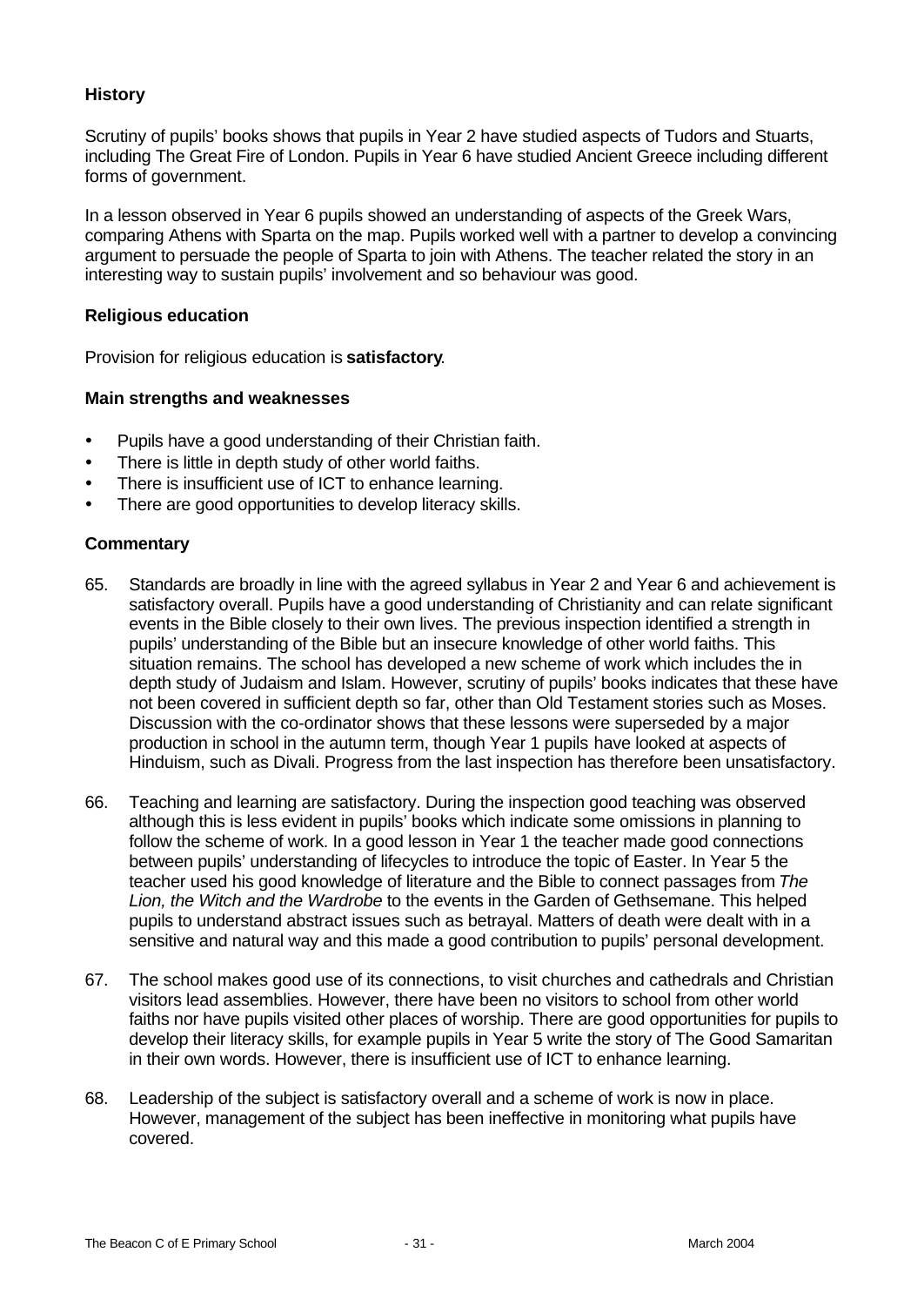### History

Scrutiny of pupils' books shows that pupils in Year 2 have studied aspects of Tudors and Stuarts, including The Great Fire of London. Pupils in Year 6 have studied Ancient Greece including different forms of government.

In a lesson observed in Year 6 pupils showed an understanding of aspects of the Greek Wars, comparing Athens with Sparta on the map. Pupils worked well with a partner to develop a convincing argument to persuade the people of Sparta to join with Athens. The teacher related the story in an interesting way to sustain pupils' involvement and so behaviour was good.

### Religious education

Provision for religious education is **satisfactory**.

#### Main strengths and weaknesses

- Pupils have a good understanding of their Christian faith.
- There is little in depth study of other world faiths.
- There is insufficient use of ICT to enhance learning.
- There are good opportunities to develop literacy skills.

#### Commentary

65. Standards are broadly in line with the agreed syllabus in Year 2 and Year 6 and achievement is satisfactory overall. Pupils have a good understanding of Christianity and can relate significant events in the Bible closely to their own lives. The previous inspection identified a strength in pupils' understanding of the Bible but an insecure knowledge of other world faiths. This situation remains. The school has developed a new scheme of work which includes the in depth study of Judaism and Islam. However, scrutiny of pupils' books indicates that these have not been covered in sufficient depth so far, other than Old Testament stories such as Moses. Discussion with the co-ordinator shows that these lessons were superseded by a major production in school in the autumn term, though Year 1 pupils have looked at aspects of Hinduism, such as Divali. Progress from the last inspection has therefore been unsatisfactory.

66. Teaching and learning are satisfactory. During the inspection good teaching was observed although this is less evident in pupils' books which indicate some omissions in planning to follow the scheme of work. In a good lesson in Year 1 the teacher made good connections between pupils' understanding of lifecycles to introduce the topic of Easter. In Year 5 the teacher used his good knowledge of literature and the Bible to connect passages from *The Lion, the Witch and the Wardrobe* to the events in the Garden of Gethsemane. This helped pupils to understand abstract issues such as betrayal. Matters of death were dealt with in a sensitive and natural way and this made a good contribution to pupils' personal development.

67. The school makes good use of its connections, to visit churches and cathedrals and Christian visitors lead assemblies. However, there have been no visitors to school from other world faiths nor have pupils visited other places of worship. There are good opportunities for pupils to develop their literacy skills, for example pupils in Year 5 write the story of The Good Samaritan in their own words. However, there is insufficient use of ICT to enhance learning.

68. Leadership of the subject is satisfactory overall and a scheme of work is now in place. However, management of the subject has been ineffective in monitoring what pupils have covered.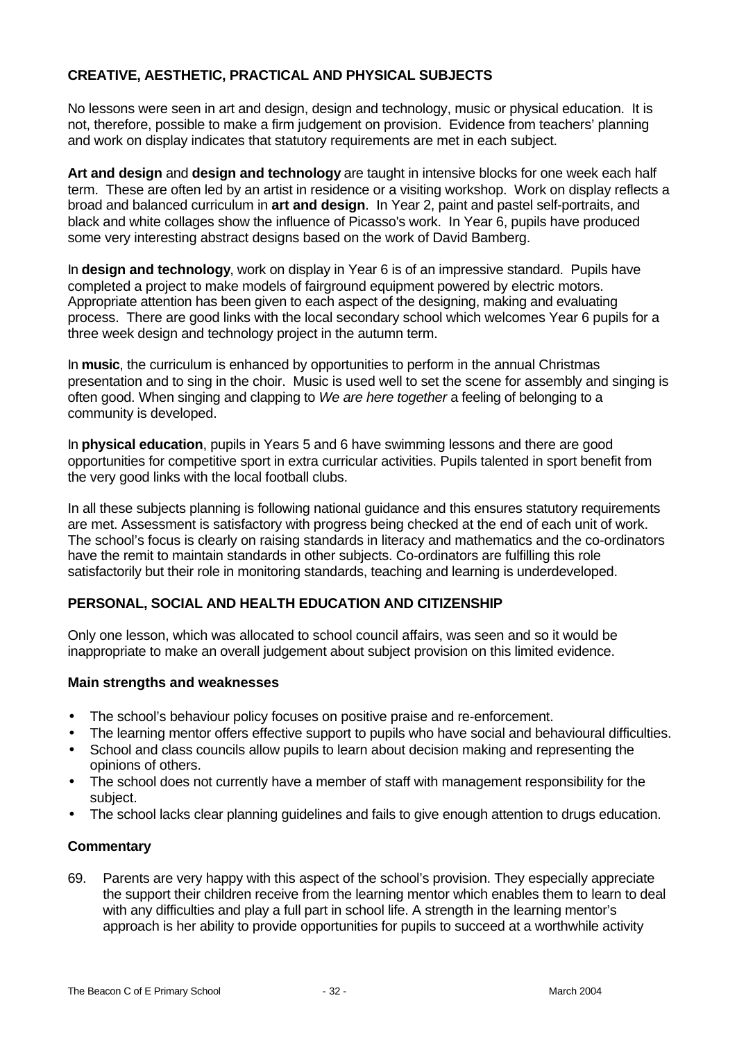## CREATIVE, AESTHETIC, PRACTICAL AND PHYSICAL SUBJECTS

No lessons were seen in art and design, design and technology, music or physical education. It is not, therefore, possible to make a firm judgement on provision. Evidence from teachers' planning and work on display indicates that statutory requirements are met in each subject.

**Art and design** and **design and technology** are taught in intensive blocks for one week each half term. These are often led by an artist in residence or a visiting workshop. Work on display reflects a broad and balanced curriculum in **art and design**. In Year 2, paint and pastel self-portraits, and black and white collages show the influence of Picasso's work. In Year 6, pupils have produced some very interesting abstract designs based on the work of David Bamberg.

In **design and technology**, work on display in Year 6 is of an impressive standard. Pupils have completed a project to make models of fairground equipment powered by electric motors. Appropriate attention has been given to each aspect of the designing, making and evaluating process. There are good links with the local secondary school which welcomes Year 6 pupils for a three week design and technology project in the autumn term.

In **music**, the curriculum is enhanced by opportunities to perform in the annual Christmas presentation and to sing in the choir. Music is used well to set the scene for assembly and singing is often good. When singing and clapping to *We are here together* a feeling of belonging to a community is developed.

In **physical education**, pupils in Years 5 and 6 have swimming lessons and there are good opportunities for competitive sport in extra curricular activities. Pupils talented in sport benefit from the very good links with the local football clubs.

In all these subjects planning is following national guidance and this ensures statutory requirements are met. Assessment is satisfactory with progress being checked at the end of each unit of work. The school's focus is clearly on raising standards in literacy and mathematics and the co-ordinators have the remit to maintain standards in other subjects. Co-ordinators are fulfilling this role satisfactorily but their role in monitoring standards, teaching and learning is underdeveloped.

## PERSONAL, SOCIAL AND HEALTH EDUCATION AND CITIZENSHIP

Only one lesson, which was allocated to school council affairs, was seen and so it would be inappropriate to make an overall judgement about subject provision on this limited evidence.

### Main strengths and weaknesses

- The school's behaviour policy focuses on positive praise and re-enforcement.
- The learning mentor offers effective support to pupils who have social and behavioural difficulties.
- School and class councils allow pupils to learn about decision making and representing the opinions of others.
- The school does not currently have a member of staff with management responsibility for the subject.
- The school lacks clear planning guidelines and fails to give enough attention to drugs education.

### Commentary

69. Parents are very happy with this aspect of the school's provision. They especially appreciate the support their children receive from the learning mentor which enables them to learn to deal with any difficulties and play a full part in school life. A strength in the learning mentor's approach is her ability to provide opportunities for pupils to succeed at a worthwhile activity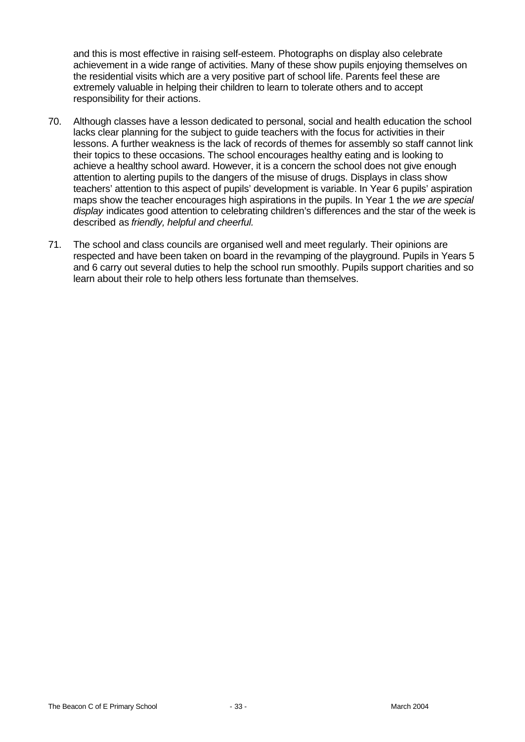and this is most effective in raising self-esteem. Photographs on display also celebrate achievement in a wide range of activities. Many of these show pupils enjoying themselves on the residential visits which are a very positive part of school life. Parents feel these are extremely valuable in helping their children to learn to tolerate others and to accept responsibility for their actions.

70. Although classes have a lesson dedicated to personal, social and health education the school lacks clear planning for the subject to guide teachers with the focus for activities in their lessons. A further weakness is the lack of records of themes for assembly so staff cannot link their topics to these occasions. The school encourages healthy eating and is looking to achieve a healthy school award. However, it is a concern the school does not give enough attention to alerting pupils to the dangers of the misuse of drugs. Displays in class show teachers' attention to this aspect of pupils' development is variable. In Year 6 pupils' aspiration maps show the teacher encourages high aspirations in the pupils. In Year 1 the *we are special display* indicates good attention to celebrating children's differences and the star of the week is described as *friendly, helpful and cheerful.*

71. The school and class councils are organised well and meet regularly. Their opinions are respected and have been taken on board in the revamping of the playground. Pupils in Years 5 and 6 carry out several duties to help the school run smoothly. Pupils support charities and so learn about their role to help others less fortunate than themselves.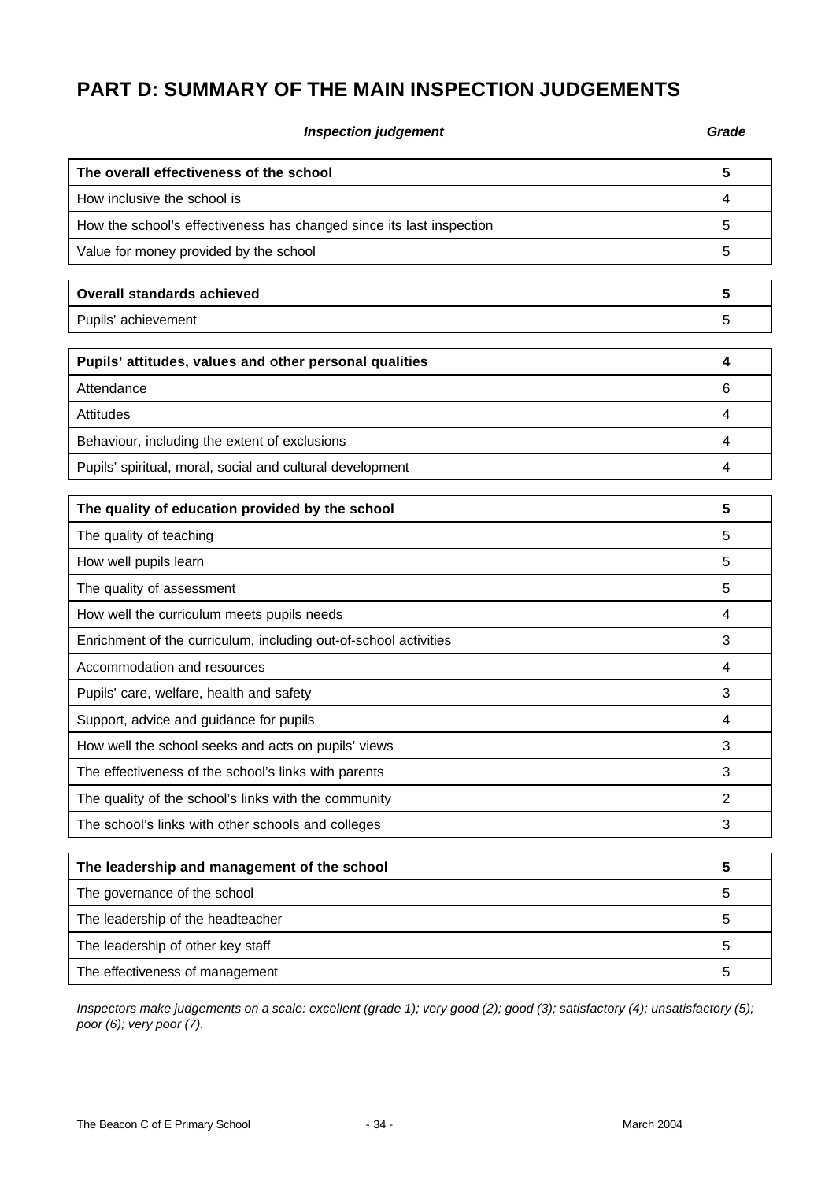# PART D: SUMMARY OF THE MAIN INSPECTION JUDGEMENTS

| *Inspection judgement* | *Grade* |
|---|---|
| **The overall effectiveness of the school** | **5** |
| How inclusive the school is | 4 |
| How the school's effectiveness has changed since its last inspection | 5 |
| Value for money provided by the school | 5 |
| **Overall standards achieved** | **5** |
| Pupils' achievement | 5 |
| **Pupils' attitudes, values and other personal qualities** | **4** |
| Attendance | 6 |
| Attitudes | 4 |
| Behaviour, including the extent of exclusions | 4 |
| Pupils' spiritual, moral, social and cultural development | 4 |
| **The quality of education provided by the school** | **5** |
| The quality of teaching | 5 |
| How well pupils learn | 5 |
| The quality of assessment | 5 |
| How well the curriculum meets pupils needs | 4 |
| Enrichment of the curriculum, including out-of-school activities | 3 |
| Accommodation and resources | 4 |
| Pupils' care, welfare, health and safety | 3 |
| Support, advice and guidance for pupils | 4 |
| How well the school seeks and acts on pupils' views | 3 |
| The effectiveness of the school's links with parents | 3 |
| The quality of the school's links with the community | 2 |
| The school's links with other schools and colleges | 3 |
| **The leadership and management of the school** | **5** |
| The governance of the school | 5 |
| The leadership of the headteacher | 5 |
| The leadership of other key staff | 5 |
| The effectiveness of management | 5 |

*Inspectors make judgements on a scale: excellent (grade 1); very good (2); good (3); satisfactory (4); unsatisfactory (5); poor (6); very poor (7).*